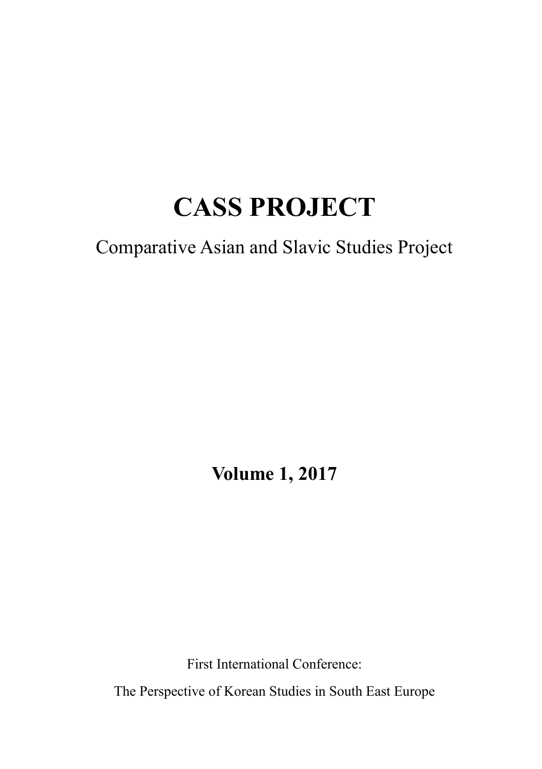# CASS PROJECT

Comparative Asian and Slavic Studies Project

**Volume 1, 2017**

First International Conference:

The Perspective of Korean Studies in South East Europe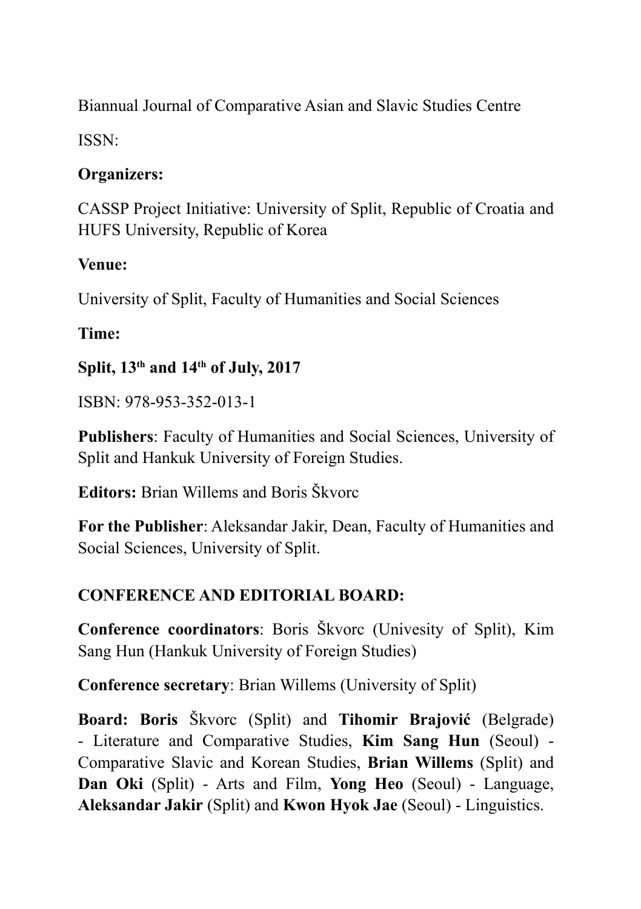Biannual Journal of Comparative Asian and Slavic Studies Centre

ISSN:

**Organizers:**

CASSP Project Initiative: University of Split, Republic of Croatia and HUFS University, Republic of Korea

**Venue:**

University of Split, Faculty of Humanities and Social Sciences

**Time:**

**Split, 13th and 14th of July, 2017**

ISBN: 978-953-352-013-1

**Publishers**: Faculty of Humanities and Social Sciences, University of Split and Hankuk University of Foreign Studies.

**Editors:** Brian Willems and Boris Škvorc

**For the Publisher**: Aleksandar Jakir, Dean, Faculty of Humanities and Social Sciences, University of Split.

## CONFERENCE AND EDITORIAL BOARD:

**Conference coordinators**: Boris Škvorc (Univesity of Split), Kim Sang Hun (Hankuk University of Foreign Studies)

**Conference secretary**: Brian Willems (University of Split)

**Board: Boris** Škvorc (Split) and **Tihomir Brajović** (Belgrade) - Literature and Comparative Studies, **Kim Sang Hun** (Seoul) - Comparative Slavic and Korean Studies, **Brian Willems** (Split) and **Dan Oki** (Split) - Arts and Film, **Yong Heo** (Seoul) - Language, **Aleksandar Jakir** (Split) and **Kwon Hyok Jae** (Seoul) - Linguistics.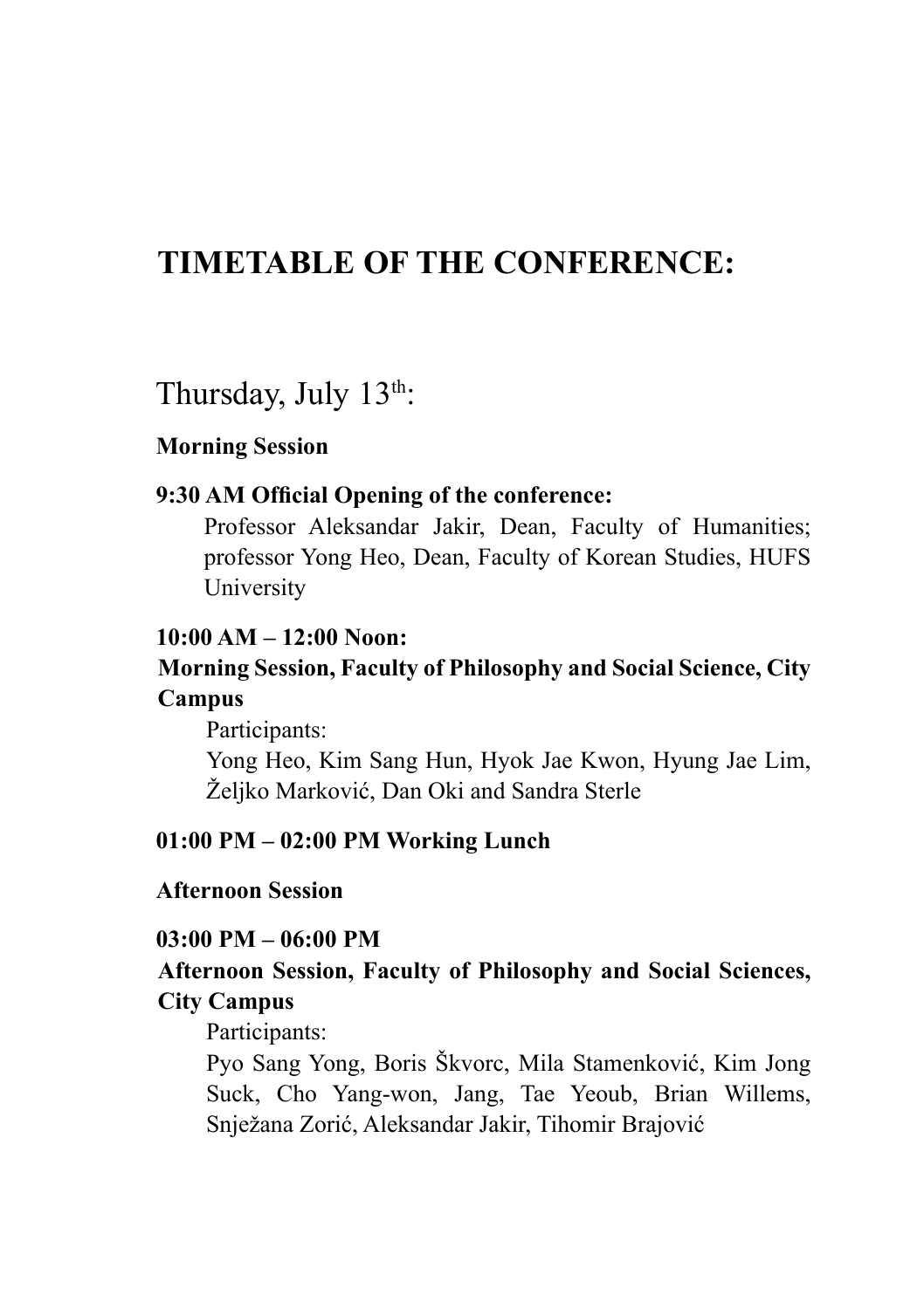# TIMETABLE OF THE CONFERENCE:

## Thursday, July 13th:

**Morning Session**

**9:30 AM Official Opening of the conference:**

Professor Aleksandar Jakir, Dean, Faculty of Humanities; professor Yong Heo, Dean, Faculty of Korean Studies, HUFS University

**10:00 AM – 12:00 Noon:**

**Morning Session, Faculty of Philosophy and Social Science, City Campus**

Participants:

Yong Heo, Kim Sang Hun, Hyok Jae Kwon, Hyung Jae Lim, Željko Marković, Dan Oki and Sandra Sterle

**01:00 PM – 02:00 PM Working Lunch**

**Afternoon Session**

**03:00 PM – 06:00 PM**

**Afternoon Session, Faculty of Philosophy and Social Sciences, City Campus**

Participants:

Pyo Sang Yong, Boris Škvorc, Mila Stamenković, Kim Jong Suck, Cho Yang-won, Jang, Tae Yeoub, Brian Willems, Snježana Zorić, Aleksandar Jakir, Tihomir Brajović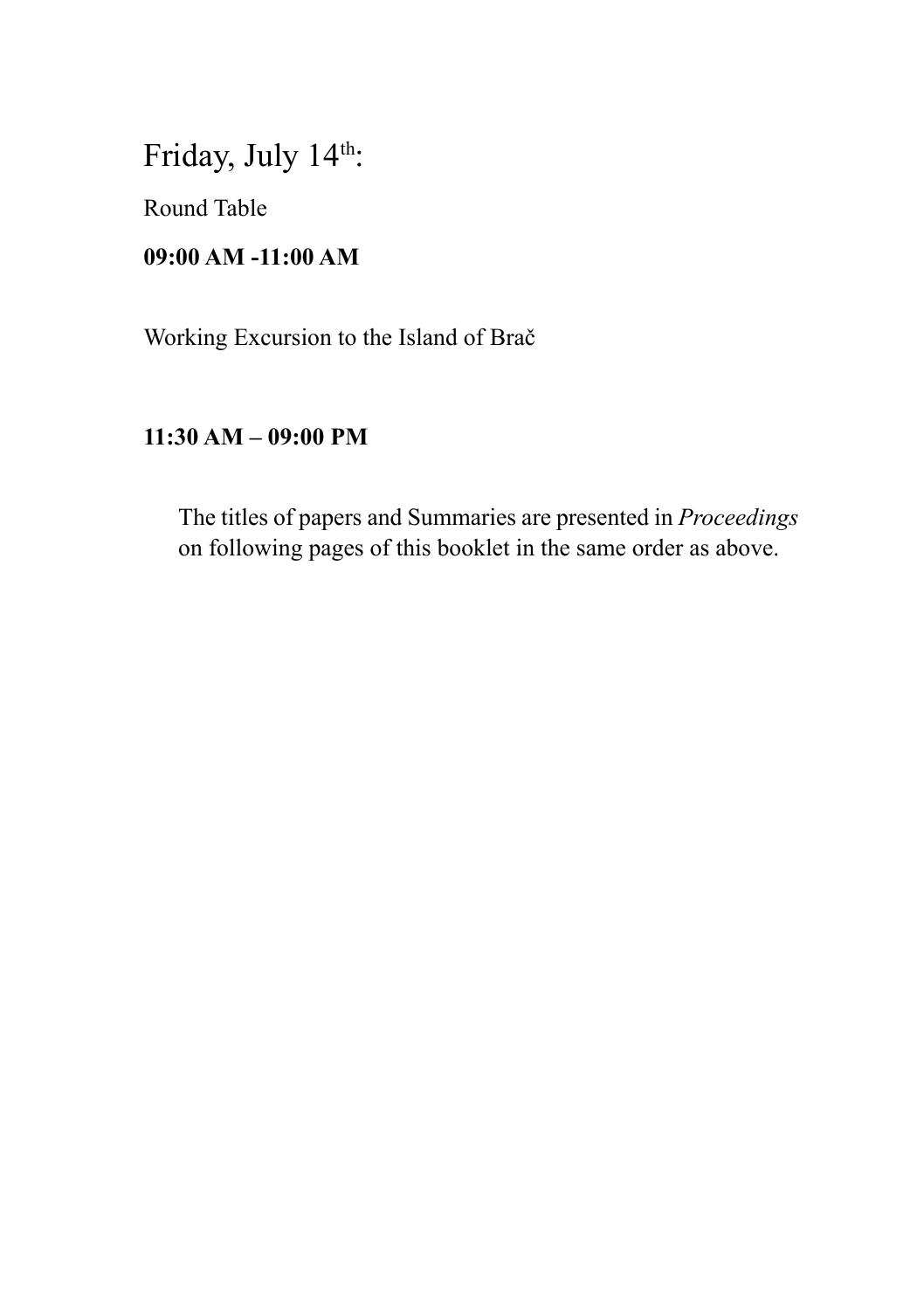## Friday, July 14th:

Round Table

**09:00 AM -11:00 AM**

Working Excursion to the Island of Brač

**11:30 AM – 09:00 PM**

The titles of papers and Summaries are presented in *Proceedings* on following pages of this booklet in the same order as above.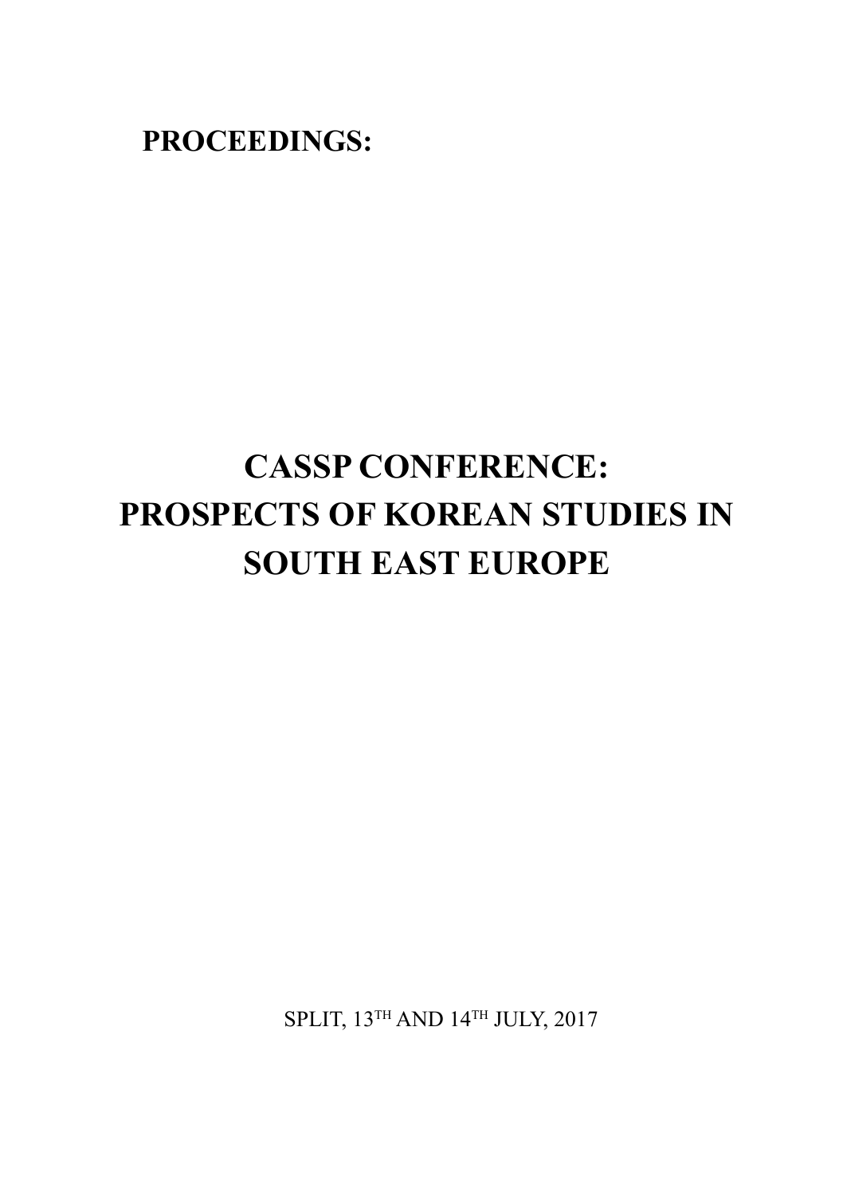**PROCEEDINGS:**

# CASSP CONFERENCE: PROSPECTS OF KOREAN STUDIES IN SOUTH EAST EUROPE

SPLIT, 13TH AND 14TH JULY, 2017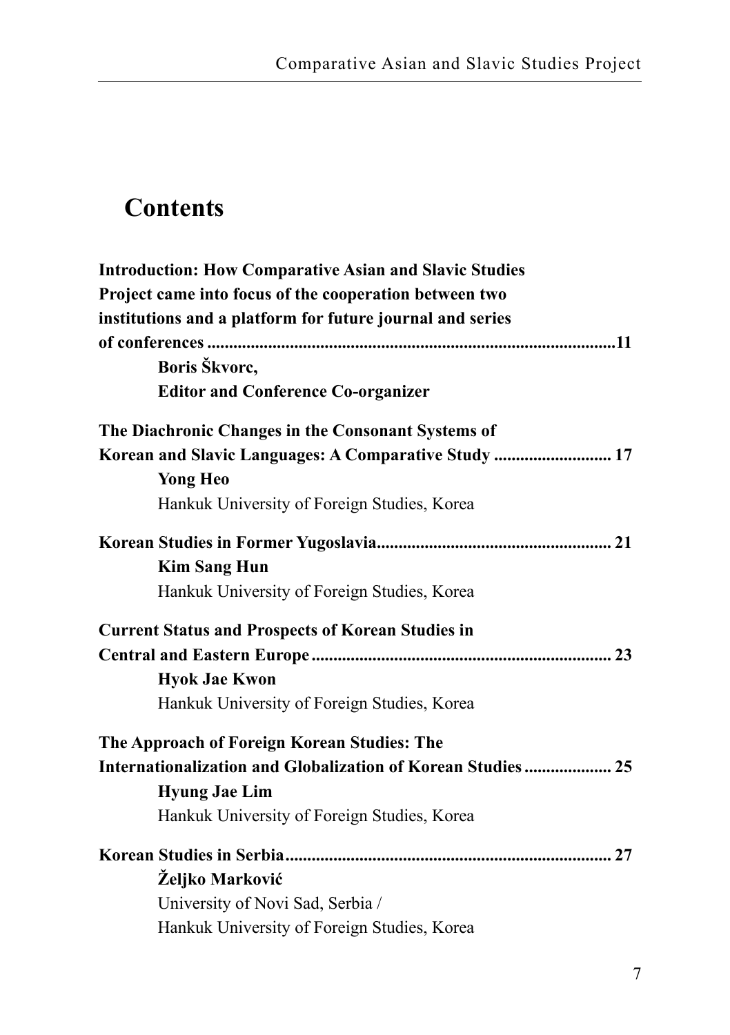# Contents

**Introduction: How Comparative Asian and Slavic Studies Project came into focus of the cooperation between two institutions and a platform for future journal and series of conferences** ........................................................................................ **11**
    **Boris Škvorc,**
    **Editor and Conference Co-organizer**

**The Diachronic Changes in the Consonant Systems of Korean and Slavic Languages: A Comparative Study** ........................... **17**
    **Yong Heo**
    Hankuk University of Foreign Studies, Korea

**Korean Studies in Former Yugoslavia**..................................................... **21**
    **Kim Sang Hun**
    Hankuk University of Foreign Studies, Korea

**Current Status and Prospects of Korean Studies in Central and Eastern Europe** ..................................................................... **23**
    **Hyok Jae Kwon**
    Hankuk University of Foreign Studies, Korea

**The Approach of Foreign Korean Studies: The Internationalization and Globalization of Korean Studies** .................... **25**
    **Hyung Jae Lim**
    Hankuk University of Foreign Studies, Korea

**Korean Studies in Serbia**........................................................................... **27**
    **Željko Marković**
    University of Novi Sad, Serbia /
    Hankuk University of Foreign Studies, Korea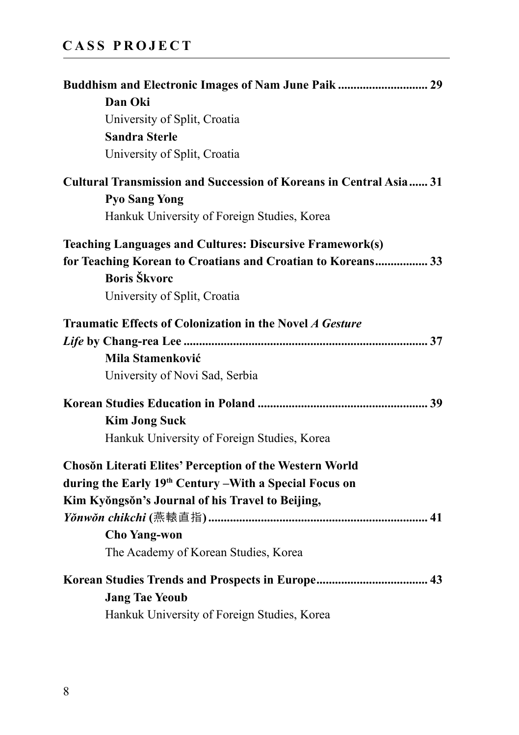**Buddhism and Electronic Images of Nam June Paik ............................ 29**

**Dan Oki**
University of Split, Croatia
**Sandra Sterle**
University of Split, Croatia

**Cultural Transmission and Succession of Koreans in Central Asia...... 31**

**Pyo Sang Yong**
Hankuk University of Foreign Studies, Korea

**Teaching Languages and Cultures: Discursive Framework(s) for Teaching Korean to Croatians and Croatian to Koreans................ 33**

**Boris Škvorc**
University of Split, Croatia

**Traumatic Effects of Colonization in the Novel *A Gesture Life* by Chang-rea Lee .............................................................................. 37**

**Mila Stamenković**
University of Novi Sad, Serbia

**Korean Studies Education in Poland ...................................................... 39**

**Kim Jong Suck**
Hankuk University of Foreign Studies, Korea

**Chosŏn Literati Elites' Perception of the Western World during the Early 19th Century –With a Special Focus on Kim Kyŏngsŏn's Journal of his Travel to Beijing, *Yŏnwŏn chikchi* (燕轅直指) ....................................................................... 41**

**Cho Yang-won**
The Academy of Korean Studies, Korea

**Korean Studies Trends and Prospects in Europe.................................... 43**

**Jang Tae Yeoub**
Hankuk University of Foreign Studies, Korea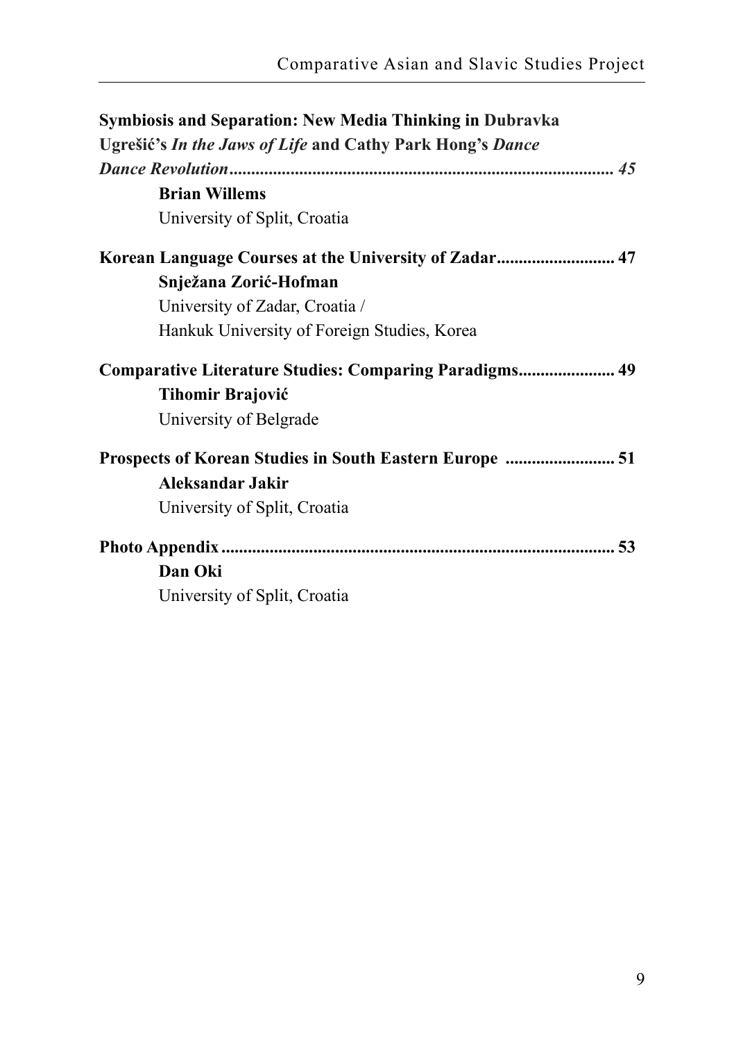**Symbiosis and Separation: New Media Thinking in Dubravka Ugrešić's *In the Jaws of Life* and Cathy Park Hong's *Dance Dance Revolution*** ........................................................................................ *45*

**Brian Willems**
University of Split, Croatia

**Korean Language Courses at the University of Zadar** .......................... **47**

**Snježana Zorić-Hofman**
University of Zadar, Croatia /
Hankuk University of Foreign Studies, Korea

**Comparative Literature Studies: Comparing Paradigms** ...................... **49**

**Tihomir Brajović**
University of Belgrade

**Prospects of Korean Studies in South Eastern Europe** ......................... **51**

**Aleksandar Jakir**
University of Split, Croatia

**Photo Appendix** ......................................................................................... **53**

**Dan Oki**
University of Split, Croatia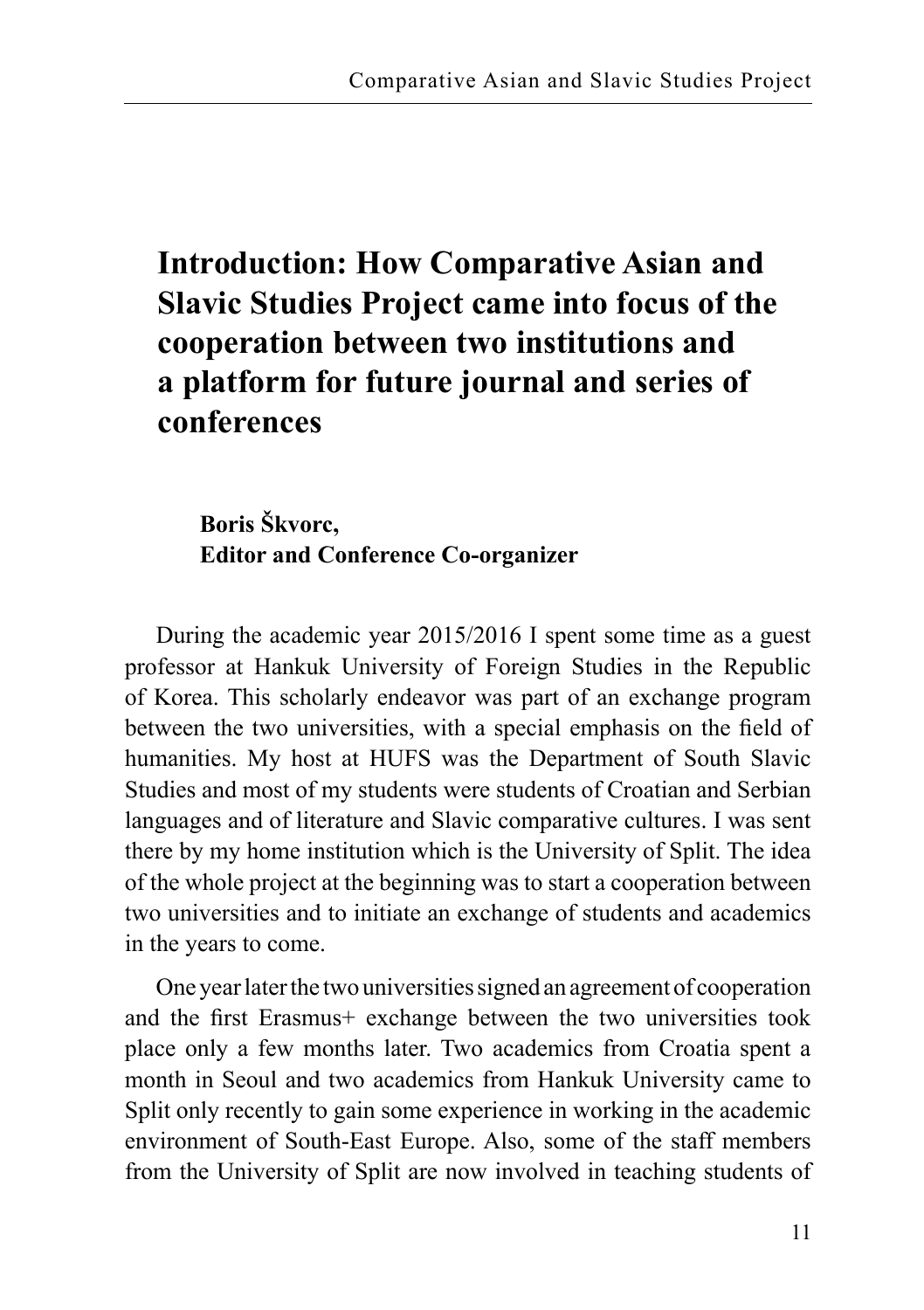# Introduction: How Comparative Asian and Slavic Studies Project came into focus of the cooperation between two institutions and a platform for future journal and series of conferences

**Boris Škvorc,**
**Editor and Conference Co-organizer**

During the academic year 2015/2016 I spent some time as a guest professor at Hankuk University of Foreign Studies in the Republic of Korea. This scholarly endeavor was part of an exchange program between the two universities, with a special emphasis on the field of humanities. My host at HUFS was the Department of South Slavic Studies and most of my students were students of Croatian and Serbian languages and of literature and Slavic comparative cultures. I was sent there by my home institution which is the University of Split. The idea of the whole project at the beginning was to start a cooperation between two universities and to initiate an exchange of students and academics in the years to come.

One year later the two universities signed an agreement of cooperation and the first Erasmus+ exchange between the two universities took place only a few months later. Two academics from Croatia spent a month in Seoul and two academics from Hankuk University came to Split only recently to gain some experience in working in the academic environment of South-East Europe. Also, some of the staff members from the University of Split are now involved in teaching students of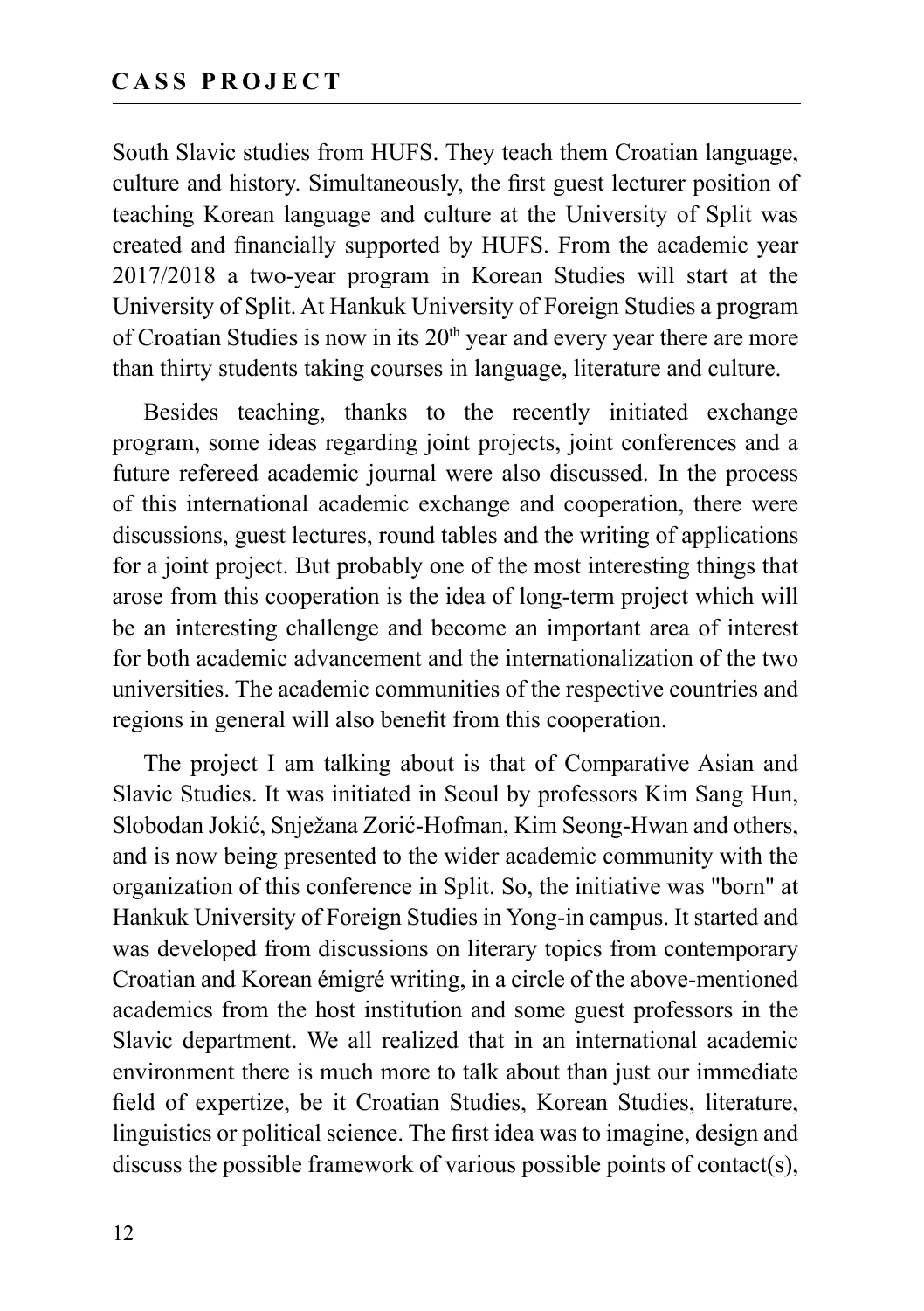South Slavic studies from HUFS. They teach them Croatian language, culture and history. Simultaneously, the first guest lecturer position of teaching Korean language and culture at the University of Split was created and financially supported by HUFS. From the academic year 2017/2018 a two-year program in Korean Studies will start at the University of Split. At Hankuk University of Foreign Studies a program of Croatian Studies is now in its 20th year and every year there are more than thirty students taking courses in language, literature and culture.

Besides teaching, thanks to the recently initiated exchange program, some ideas regarding joint projects, joint conferences and a future refereed academic journal were also discussed. In the process of this international academic exchange and cooperation, there were discussions, guest lectures, round tables and the writing of applications for a joint project. But probably one of the most interesting things that arose from this cooperation is the idea of long-term project which will be an interesting challenge and become an important area of interest for both academic advancement and the internationalization of the two universities. The academic communities of the respective countries and regions in general will also benefit from this cooperation.

The project I am talking about is that of Comparative Asian and Slavic Studies. It was initiated in Seoul by professors Kim Sang Hun, Slobodan Jokić, Snježana Zorić-Hofman, Kim Seong-Hwan and others, and is now being presented to the wider academic community with the organization of this conference in Split. So, the initiative was "born" at Hankuk University of Foreign Studies in Yong-in campus. It started and was developed from discussions on literary topics from contemporary Croatian and Korean émigré writing, in a circle of the above-mentioned academics from the host institution and some guest professors in the Slavic department. We all realized that in an international academic environment there is much more to talk about than just our immediate field of expertize, be it Croatian Studies, Korean Studies, literature, linguistics or political science. The first idea was to imagine, design and discuss the possible framework of various possible points of contact(s),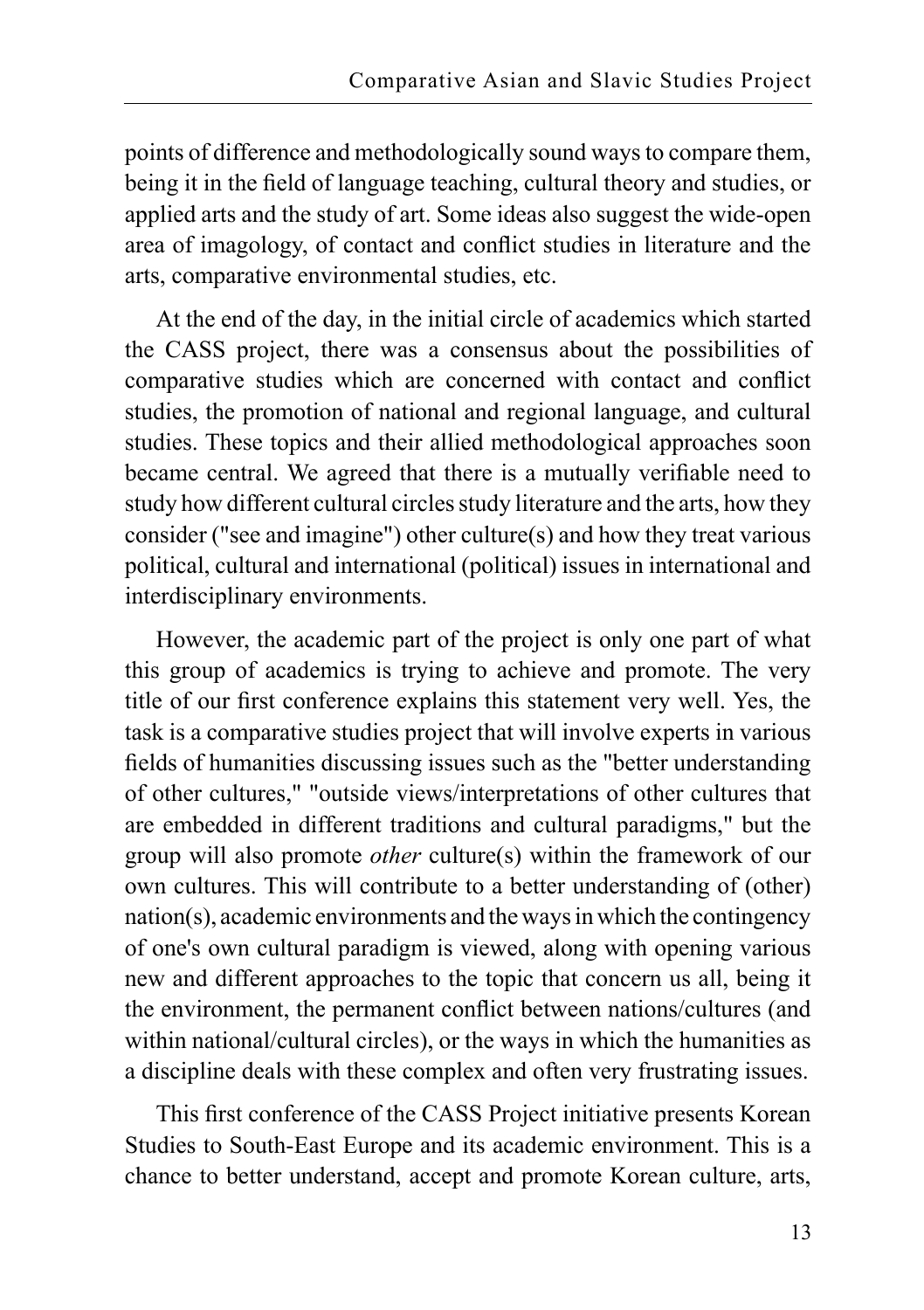points of difference and methodologically sound ways to compare them, being it in the field of language teaching, cultural theory and studies, or applied arts and the study of art. Some ideas also suggest the wide-open area of imagology, of contact and conflict studies in literature and the arts, comparative environmental studies, etc.

At the end of the day, in the initial circle of academics which started the CASS project, there was a consensus about the possibilities of comparative studies which are concerned with contact and conflict studies, the promotion of national and regional language, and cultural studies. These topics and their allied methodological approaches soon became central. We agreed that there is a mutually verifiable need to study how different cultural circles study literature and the arts, how they consider ("see and imagine") other culture(s) and how they treat various political, cultural and international (political) issues in international and interdisciplinary environments.

However, the academic part of the project is only one part of what this group of academics is trying to achieve and promote. The very title of our first conference explains this statement very well. Yes, the task is a comparative studies project that will involve experts in various fields of humanities discussing issues such as the "better understanding of other cultures," "outside views/interpretations of other cultures that are embedded in different traditions and cultural paradigms," but the group will also promote *other* culture(s) within the framework of our own cultures. This will contribute to a better understanding of (other) nation(s), academic environments and the ways in which the contingency of one's own cultural paradigm is viewed, along with opening various new and different approaches to the topic that concern us all, being it the environment, the permanent conflict between nations/cultures (and within national/cultural circles), or the ways in which the humanities as a discipline deals with these complex and often very frustrating issues.

This first conference of the CASS Project initiative presents Korean Studies to South-East Europe and its academic environment. This is a chance to better understand, accept and promote Korean culture, arts,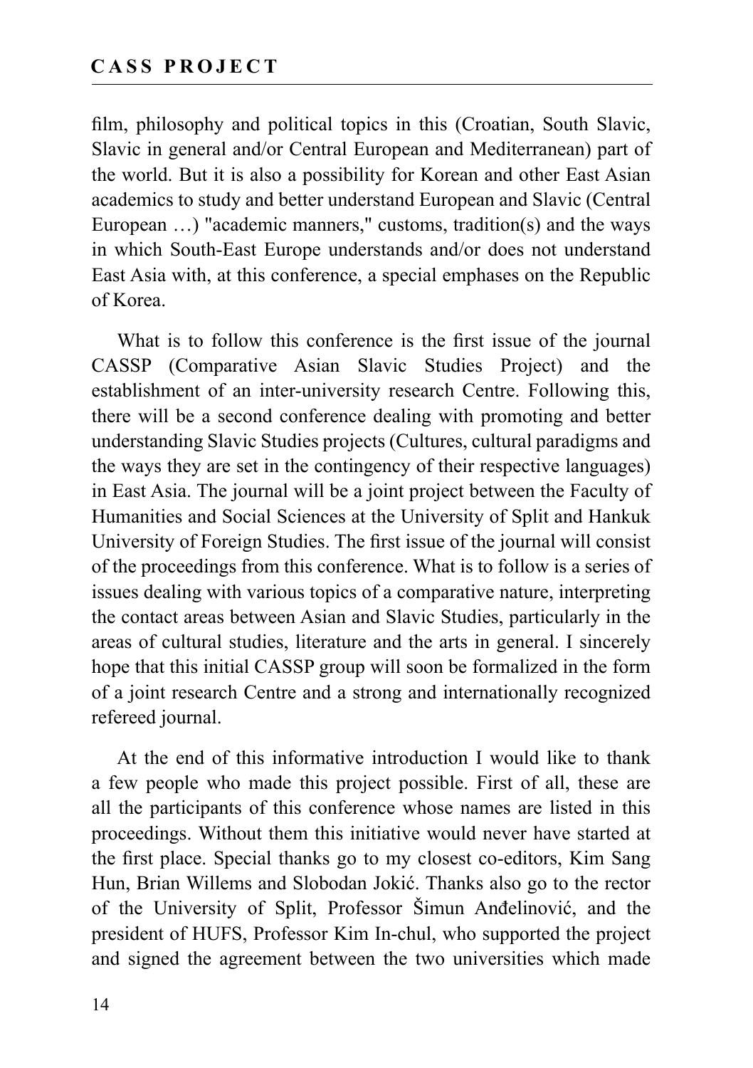film, philosophy and political topics in this (Croatian, South Slavic, Slavic in general and/or Central European and Mediterranean) part of the world. But it is also a possibility for Korean and other East Asian academics to study and better understand European and Slavic (Central European …) "academic manners," customs, tradition(s) and the ways in which South-East Europe understands and/or does not understand East Asia with, at this conference, a special emphases on the Republic of Korea.

What is to follow this conference is the first issue of the journal CASSP (Comparative Asian Slavic Studies Project) and the establishment of an inter-university research Centre. Following this, there will be a second conference dealing with promoting and better understanding Slavic Studies projects (Cultures, cultural paradigms and the ways they are set in the contingency of their respective languages) in East Asia. The journal will be a joint project between the Faculty of Humanities and Social Sciences at the University of Split and Hankuk University of Foreign Studies. The first issue of the journal will consist of the proceedings from this conference. What is to follow is a series of issues dealing with various topics of a comparative nature, interpreting the contact areas between Asian and Slavic Studies, particularly in the areas of cultural studies, literature and the arts in general. I sincerely hope that this initial CASSP group will soon be formalized in the form of a joint research Centre and a strong and internationally recognized refereed journal.

At the end of this informative introduction I would like to thank a few people who made this project possible. First of all, these are all the participants of this conference whose names are listed in this proceedings. Without them this initiative would never have started at the first place. Special thanks go to my closest co-editors, Kim Sang Hun, Brian Willems and Slobodan Jokić. Thanks also go to the rector of the University of Split, Professor Šimun Anđelinović, and the president of HUFS, Professor Kim In-chul, who supported the project and signed the agreement between the two universities which made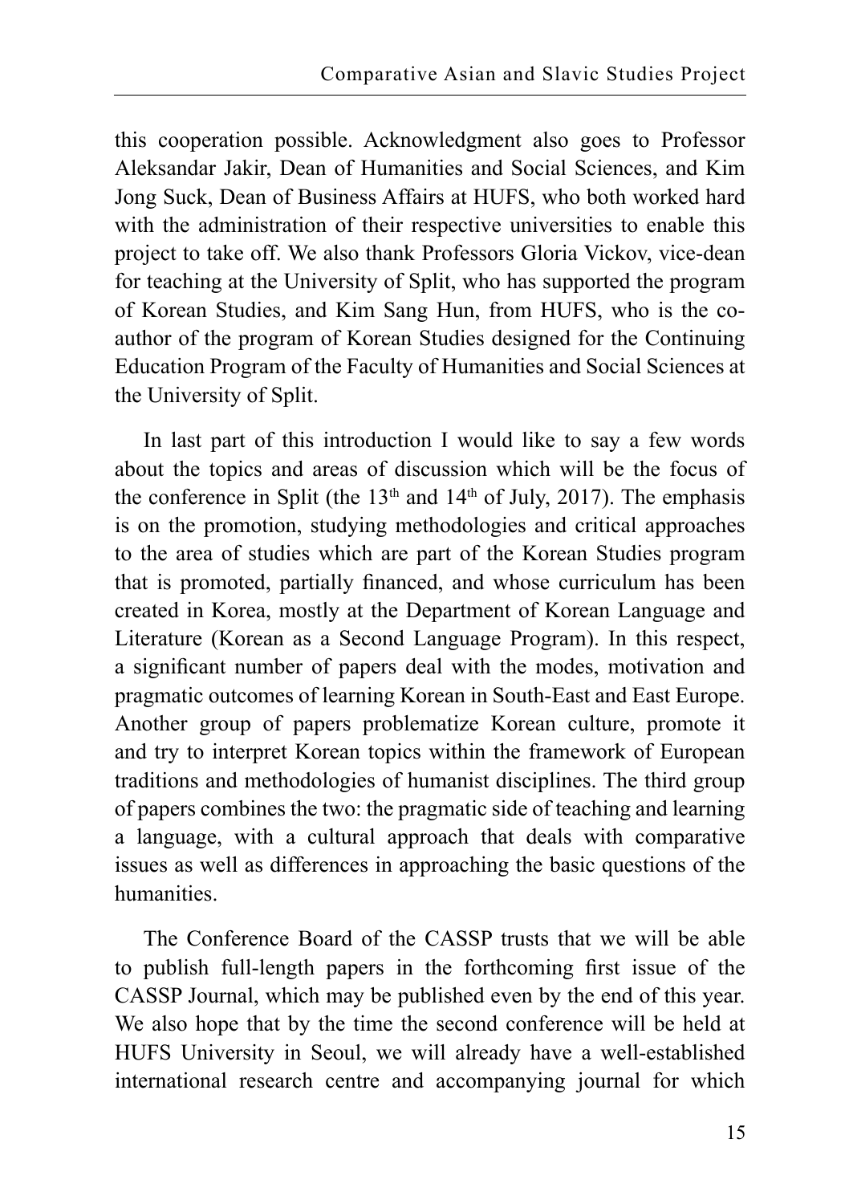this cooperation possible. Acknowledgment also goes to Professor Aleksandar Jakir, Dean of Humanities and Social Sciences, and Kim Jong Suck, Dean of Business Affairs at HUFS, who both worked hard with the administration of their respective universities to enable this project to take off. We also thank Professors Gloria Vickov, vice-dean for teaching at the University of Split, who has supported the program of Korean Studies, and Kim Sang Hun, from HUFS, who is the co-author of the program of Korean Studies designed for the Continuing Education Program of the Faculty of Humanities and Social Sciences at the University of Split.

In last part of this introduction I would like to say a few words about the topics and areas of discussion which will be the focus of the conference in Split (the 13th and 14th of July, 2017). The emphasis is on the promotion, studying methodologies and critical approaches to the area of studies which are part of the Korean Studies program that is promoted, partially financed, and whose curriculum has been created in Korea, mostly at the Department of Korean Language and Literature (Korean as a Second Language Program). In this respect, a significant number of papers deal with the modes, motivation and pragmatic outcomes of learning Korean in South-East and East Europe. Another group of papers problematize Korean culture, promote it and try to interpret Korean topics within the framework of European traditions and methodologies of humanist disciplines. The third group of papers combines the two: the pragmatic side of teaching and learning a language, with a cultural approach that deals with comparative issues as well as differences in approaching the basic questions of the humanities.

The Conference Board of the CASSP trusts that we will be able to publish full-length papers in the forthcoming first issue of the CASSP Journal, which may be published even by the end of this year. We also hope that by the time the second conference will be held at HUFS University in Seoul, we will already have a well-established international research centre and accompanying journal for which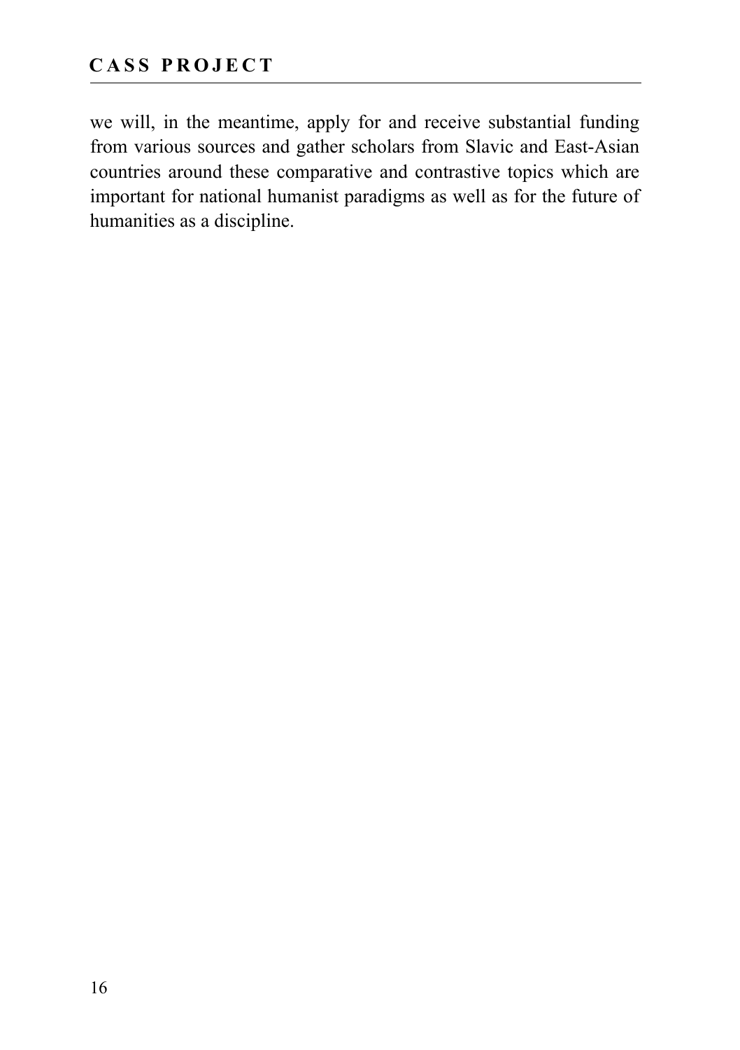we will, in the meantime, apply for and receive substantial funding from various sources and gather scholars from Slavic and East-Asian countries around these comparative and contrastive topics which are important for national humanist paradigms as well as for the future of humanities as a discipline.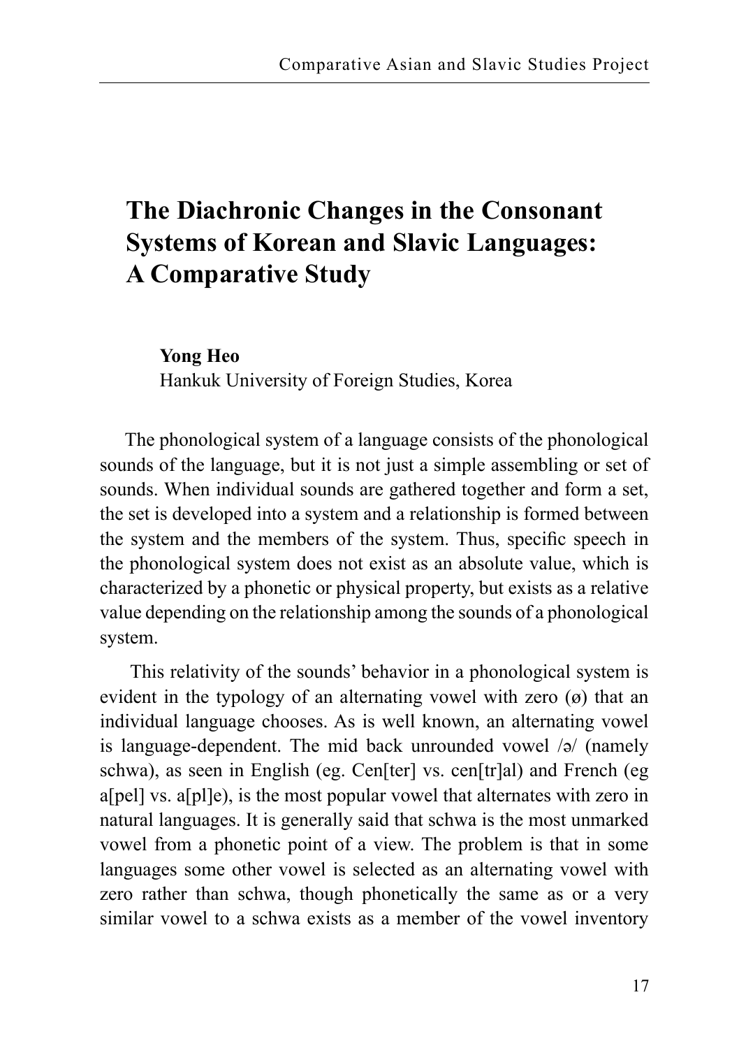# The Diachronic Changes in the Consonant Systems of Korean and Slavic Languages: A Comparative Study

**Yong Heo**
Hankuk University of Foreign Studies, Korea

The phonological system of a language consists of the phonological sounds of the language, but it is not just a simple assembling or set of sounds. When individual sounds are gathered together and form a set, the set is developed into a system and a relationship is formed between the system and the members of the system. Thus, specific speech in the phonological system does not exist as an absolute value, which is characterized by a phonetic or physical property, but exists as a relative value depending on the relationship among the sounds of a phonological system.

This relativity of the sounds' behavior in a phonological system is evident in the typology of an alternating vowel with zero (ø) that an individual language chooses. As is well known, an alternating vowel is language-dependent. The mid back unrounded vowel /ə/ (namely schwa), as seen in English (eg. Cen[ter] vs. cen[tr]al) and French (eg a[pel] vs. a[pl]e), is the most popular vowel that alternates with zero in natural languages. It is generally said that schwa is the most unmarked vowel from a phonetic point of a view. The problem is that in some languages some other vowel is selected as an alternating vowel with zero rather than schwa, though phonetically the same as or a very similar vowel to a schwa exists as a member of the vowel inventory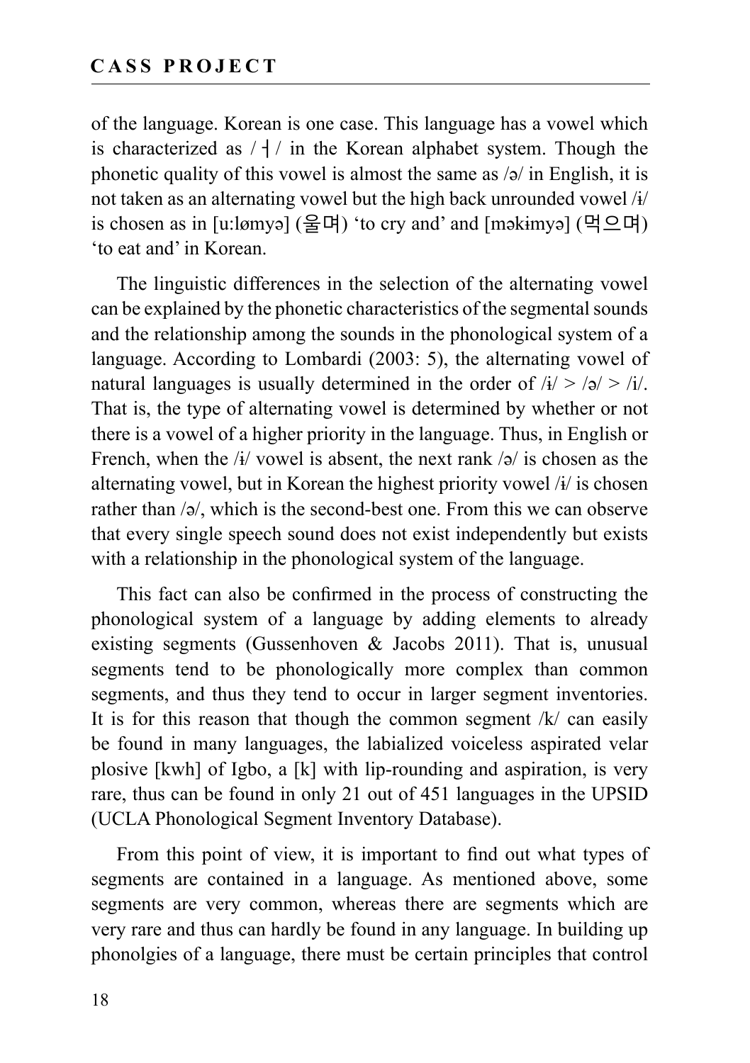of the language. Korean is one case. This language has a vowel which is characterized as / ㅓ / in the Korean alphabet system. Though the phonetic quality of this vowel is almost the same as /ə/ in English, it is not taken as an alternating vowel but the high back unrounded vowel /ɨ/ is chosen as in [u:lømyə] (울며) 'to cry and' and [məkɨmyə] (먹으며) 'to eat and' in Korean.

The linguistic differences in the selection of the alternating vowel can be explained by the phonetic characteristics of the segmental sounds and the relationship among the sounds in the phonological system of a language. According to Lombardi (2003: 5), the alternating vowel of natural languages is usually determined in the order of /ɨ/ > /ə/ > /i/. That is, the type of alternating vowel is determined by whether or not there is a vowel of a higher priority in the language. Thus, in English or French, when the /ɨ/ vowel is absent, the next rank /ə/ is chosen as the alternating vowel, but in Korean the highest priority vowel /ɨ/ is chosen rather than /ə/, which is the second-best one. From this we can observe that every single speech sound does not exist independently but exists with a relationship in the phonological system of the language.

This fact can also be confirmed in the process of constructing the phonological system of a language by adding elements to already existing segments (Gussenhoven & Jacobs 2011). That is, unusual segments tend to be phonologically more complex than common segments, and thus they tend to occur in larger segment inventories. It is for this reason that though the common segment /k/ can easily be found in many languages, the labialized voiceless aspirated velar plosive [kwh] of Igbo, a [k] with lip-rounding and aspiration, is very rare, thus can be found in only 21 out of 451 languages in the UPSID (UCLA Phonological Segment Inventory Database).

From this point of view, it is important to find out what types of segments are contained in a language. As mentioned above, some segments are very common, whereas there are segments which are very rare and thus can hardly be found in any language. In building up phonolgies of a language, there must be certain principles that control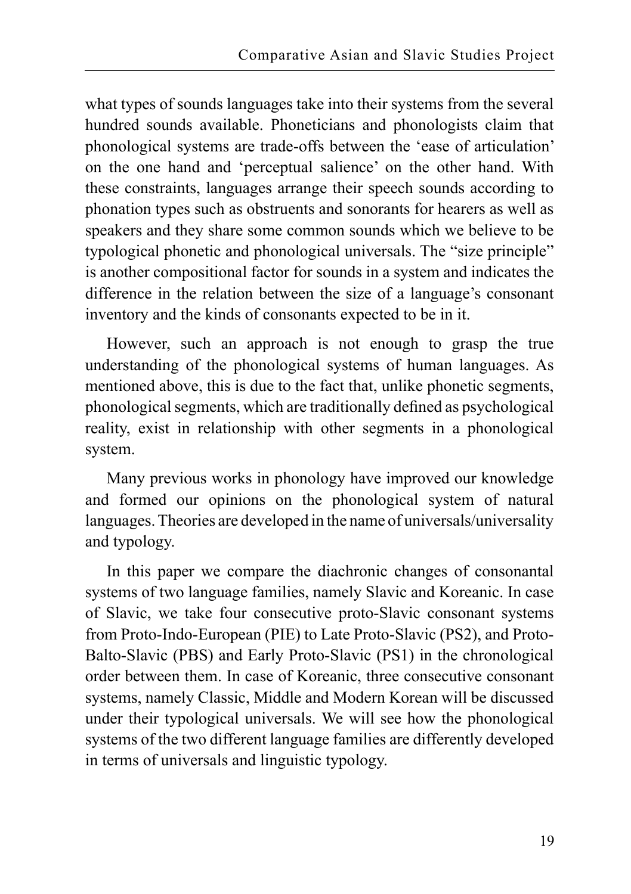what types of sounds languages take into their systems from the several hundred sounds available. Phoneticians and phonologists claim that phonological systems are trade-offs between the 'ease of articulation' on the one hand and 'perceptual salience' on the other hand. With these constraints, languages arrange their speech sounds according to phonation types such as obstruents and sonorants for hearers as well as speakers and they share some common sounds which we believe to be typological phonetic and phonological universals. The "size principle" is another compositional factor for sounds in a system and indicates the difference in the relation between the size of a language's consonant inventory and the kinds of consonants expected to be in it.

However, such an approach is not enough to grasp the true understanding of the phonological systems of human languages. As mentioned above, this is due to the fact that, unlike phonetic segments, phonological segments, which are traditionally defined as psychological reality, exist in relationship with other segments in a phonological system.

Many previous works in phonology have improved our knowledge and formed our opinions on the phonological system of natural languages. Theories are developed in the name of universals/universality and typology.

In this paper we compare the diachronic changes of consonantal systems of two language families, namely Slavic and Koreanic. In case of Slavic, we take four consecutive proto-Slavic consonant systems from Proto-Indo-European (PIE) to Late Proto-Slavic (PS2), and Proto-Balto-Slavic (PBS) and Early Proto-Slavic (PS1) in the chronological order between them. In case of Koreanic, three consecutive consonant systems, namely Classic, Middle and Modern Korean will be discussed under their typological universals. We will see how the phonological systems of the two different language families are differently developed in terms of universals and linguistic typology.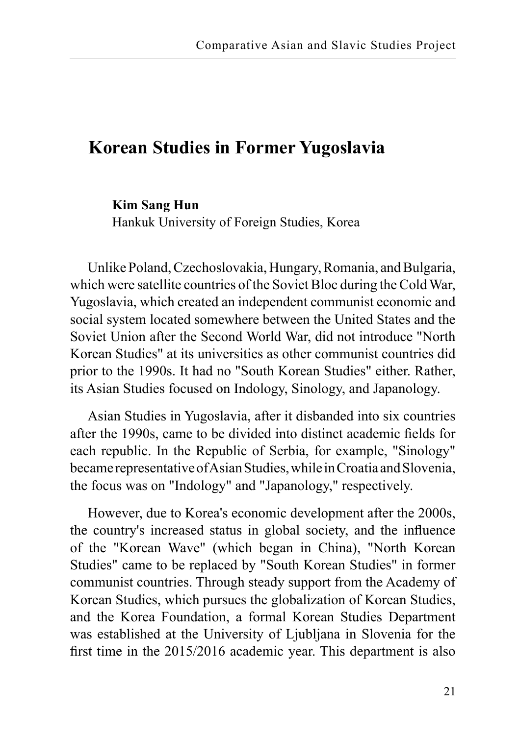# Korean Studies in Former Yugoslavia

**Kim Sang Hun**
Hankuk University of Foreign Studies, Korea

Unlike Poland, Czechoslovakia, Hungary, Romania, and Bulgaria, which were satellite countries of the Soviet Bloc during the Cold War, Yugoslavia, which created an independent communist economic and social system located somewhere between the United States and the Soviet Union after the Second World War, did not introduce "North Korean Studies" at its universities as other communist countries did prior to the 1990s. It had no "South Korean Studies" either. Rather, its Asian Studies focused on Indology, Sinology, and Japanology.

Asian Studies in Yugoslavia, after it disbanded into six countries after the 1990s, came to be divided into distinct academic fields for each republic. In the Republic of Serbia, for example, "Sinology" became representative of Asian Studies, while in Croatia and Slovenia, the focus was on "Indology" and "Japanology," respectively.

However, due to Korea's economic development after the 2000s, the country's increased status in global society, and the influence of the "Korean Wave" (which began in China), "North Korean Studies" came to be replaced by "South Korean Studies" in former communist countries. Through steady support from the Academy of Korean Studies, which pursues the globalization of Korean Studies, and the Korea Foundation, a formal Korean Studies Department was established at the University of Ljubljana in Slovenia for the first time in the 2015/2016 academic year. This department is also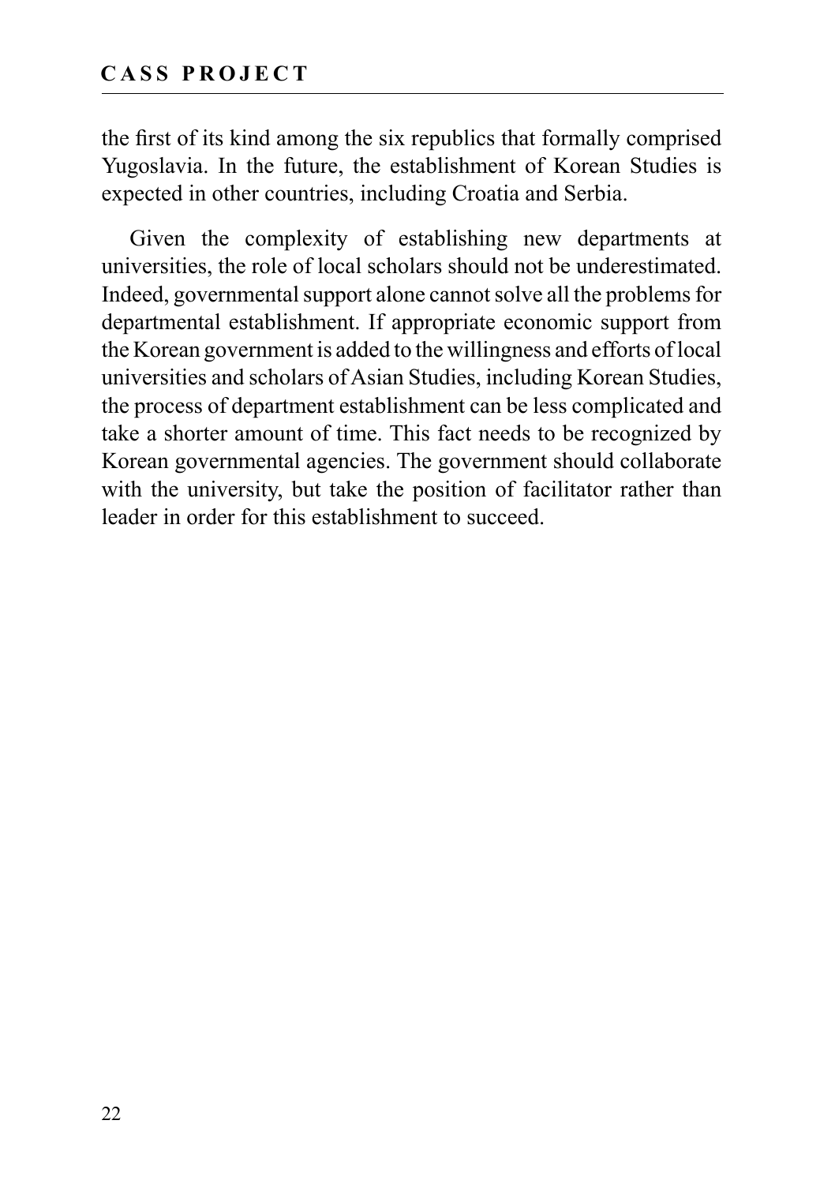the first of its kind among the six republics that formally comprised Yugoslavia. In the future, the establishment of Korean Studies is expected in other countries, including Croatia and Serbia.

Given the complexity of establishing new departments at universities, the role of local scholars should not be underestimated. Indeed, governmental support alone cannot solve all the problems for departmental establishment. If appropriate economic support from the Korean government is added to the willingness and efforts of local universities and scholars of Asian Studies, including Korean Studies, the process of department establishment can be less complicated and take a shorter amount of time. This fact needs to be recognized by Korean governmental agencies. The government should collaborate with the university, but take the position of facilitator rather than leader in order for this establishment to succeed.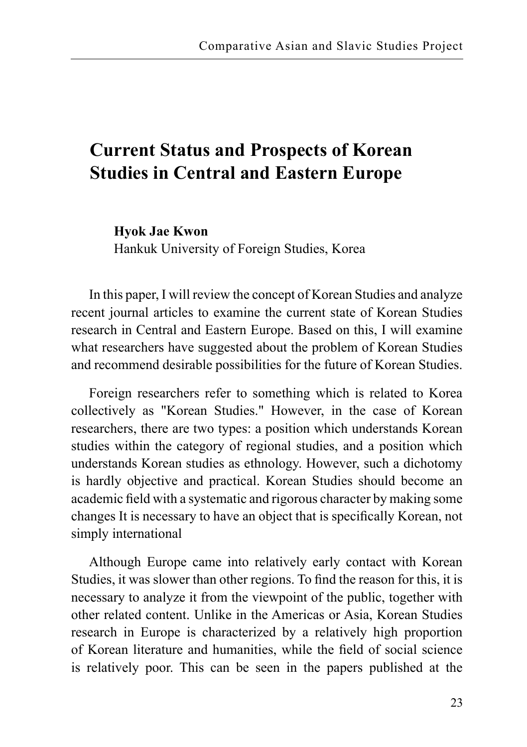# Current Status and Prospects of Korean Studies in Central and Eastern Europe

**Hyok Jae Kwon**
Hankuk University of Foreign Studies, Korea

In this paper, I will review the concept of Korean Studies and analyze recent journal articles to examine the current state of Korean Studies research in Central and Eastern Europe. Based on this, I will examine what researchers have suggested about the problem of Korean Studies and recommend desirable possibilities for the future of Korean Studies.

Foreign researchers refer to something which is related to Korea collectively as "Korean Studies." However, in the case of Korean researchers, there are two types: a position which understands Korean studies within the category of regional studies, and a position which understands Korean studies as ethnology. However, such a dichotomy is hardly objective and practical. Korean Studies should become an academic field with a systematic and rigorous character by making some changes It is necessary to have an object that is specifically Korean, not simply international

Although Europe came into relatively early contact with Korean Studies, it was slower than other regions. To find the reason for this, it is necessary to analyze it from the viewpoint of the public, together with other related content. Unlike in the Americas or Asia, Korean Studies research in Europe is characterized by a relatively high proportion of Korean literature and humanities, while the field of social science is relatively poor. This can be seen in the papers published at the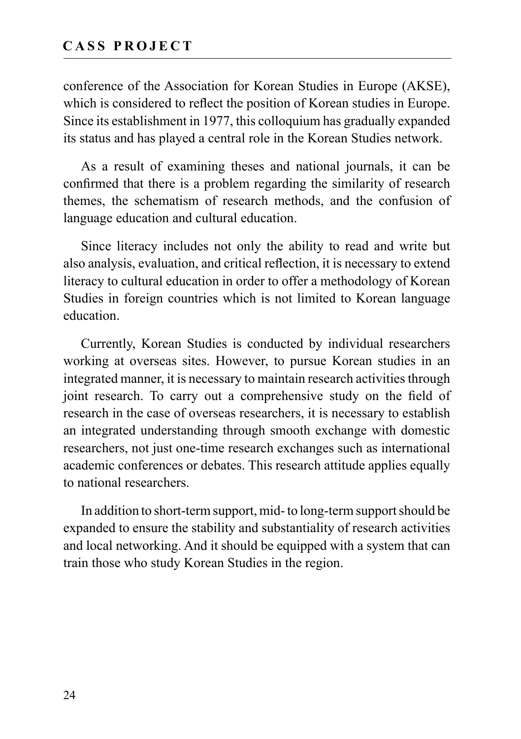conference of the Association for Korean Studies in Europe (AKSE), which is considered to reflect the position of Korean studies in Europe. Since its establishment in 1977, this colloquium has gradually expanded its status and has played a central role in the Korean Studies network.

As a result of examining theses and national journals, it can be confirmed that there is a problem regarding the similarity of research themes, the schematism of research methods, and the confusion of language education and cultural education.

Since literacy includes not only the ability to read and write but also analysis, evaluation, and critical reflection, it is necessary to extend literacy to cultural education in order to offer a methodology of Korean Studies in foreign countries which is not limited to Korean language education.

Currently, Korean Studies is conducted by individual researchers working at overseas sites. However, to pursue Korean studies in an integrated manner, it is necessary to maintain research activities through joint research. To carry out a comprehensive study on the field of research in the case of overseas researchers, it is necessary to establish an integrated understanding through smooth exchange with domestic researchers, not just one-time research exchanges such as international academic conferences or debates. This research attitude applies equally to national researchers.

In addition to short-term support, mid- to long-term support should be expanded to ensure the stability and substantiality of research activities and local networking. And it should be equipped with a system that can train those who study Korean Studies in the region.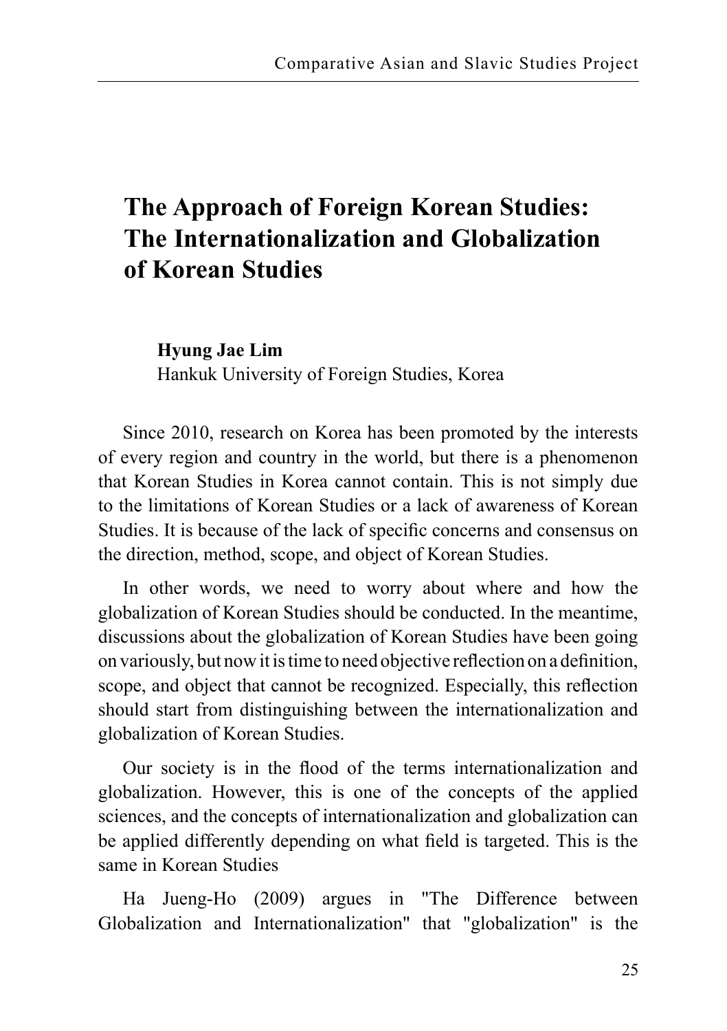# The Approach of Foreign Korean Studies: The Internationalization and Globalization of Korean Studies

**Hyung Jae Lim**
Hankuk University of Foreign Studies, Korea

Since 2010, research on Korea has been promoted by the interests of every region and country in the world, but there is a phenomenon that Korean Studies in Korea cannot contain. This is not simply due to the limitations of Korean Studies or a lack of awareness of Korean Studies. It is because of the lack of specific concerns and consensus on the direction, method, scope, and object of Korean Studies.

In other words, we need to worry about where and how the globalization of Korean Studies should be conducted. In the meantime, discussions about the globalization of Korean Studies have been going on variously, but now it is time to need objective reflection on a definition, scope, and object that cannot be recognized. Especially, this reflection should start from distinguishing between the internationalization and globalization of Korean Studies.

Our society is in the flood of the terms internationalization and globalization. However, this is one of the concepts of the applied sciences, and the concepts of internationalization and globalization can be applied differently depending on what field is targeted. This is the same in Korean Studies

Ha Jueng-Ho (2009) argues in "The Difference between Globalization and Internationalization" that "globalization" is the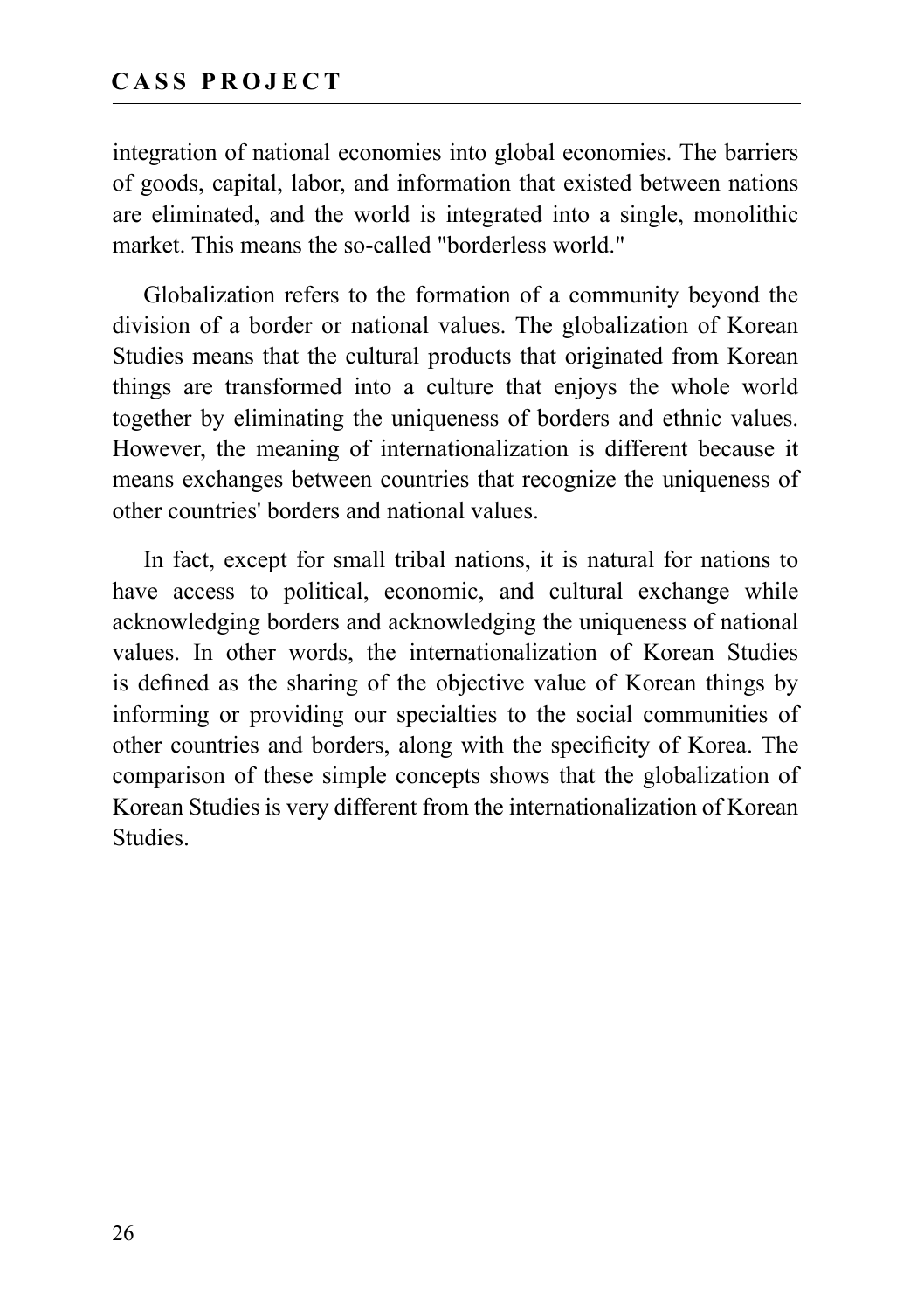integration of national economies into global economies. The barriers of goods, capital, labor, and information that existed between nations are eliminated, and the world is integrated into a single, monolithic market. This means the so-called "borderless world."

Globalization refers to the formation of a community beyond the division of a border or national values. The globalization of Korean Studies means that the cultural products that originated from Korean things are transformed into a culture that enjoys the whole world together by eliminating the uniqueness of borders and ethnic values. However, the meaning of internationalization is different because it means exchanges between countries that recognize the uniqueness of other countries' borders and national values.

In fact, except for small tribal nations, it is natural for nations to have access to political, economic, and cultural exchange while acknowledging borders and acknowledging the uniqueness of national values. In other words, the internationalization of Korean Studies is defined as the sharing of the objective value of Korean things by informing or providing our specialties to the social communities of other countries and borders, along with the specificity of Korea. The comparison of these simple concepts shows that the globalization of Korean Studies is very different from the internationalization of Korean Studies.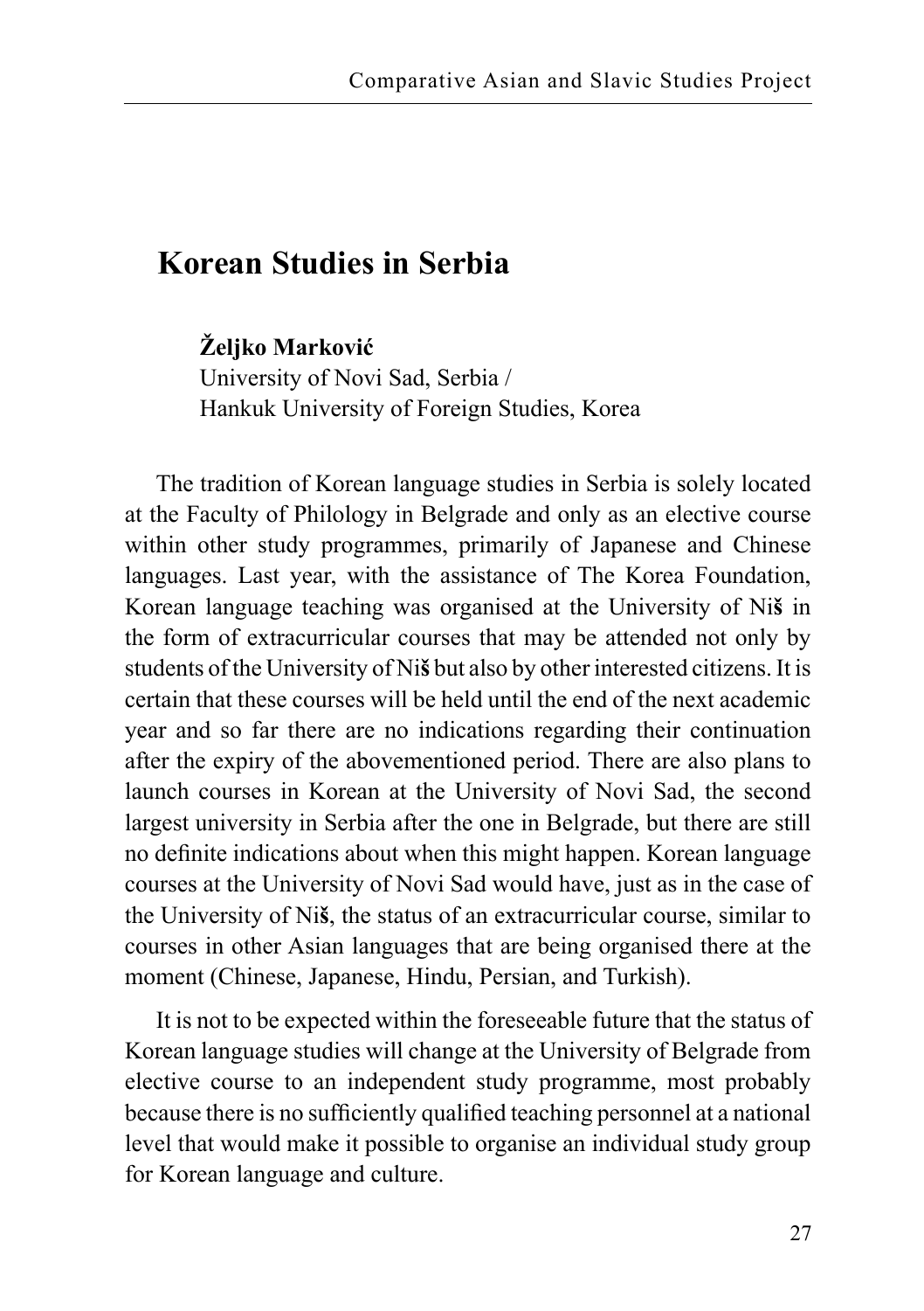# Korean Studies in Serbia

**Željko Marković**
University of Novi Sad, Serbia /
Hankuk University of Foreign Studies, Korea

The tradition of Korean language studies in Serbia is solely located at the Faculty of Philology in Belgrade and only as an elective course within other study programmes, primarily of Japanese and Chinese languages. Last year, with the assistance of The Korea Foundation, Korean language teaching was organised at the University of Niš in the form of extracurricular courses that may be attended not only by students of the University of Niš but also by other interested citizens. It is certain that these courses will be held until the end of the next academic year and so far there are no indications regarding their continuation after the expiry of the abovementioned period. There are also plans to launch courses in Korean at the University of Novi Sad, the second largest university in Serbia after the one in Belgrade, but there are still no definite indications about when this might happen. Korean language courses at the University of Novi Sad would have, just as in the case of the University of Niš, the status of an extracurricular course, similar to courses in other Asian languages that are being organised there at the moment (Chinese, Japanese, Hindu, Persian, and Turkish).

It is not to be expected within the foreseeable future that the status of Korean language studies will change at the University of Belgrade from elective course to an independent study programme, most probably because there is no sufficiently qualified teaching personnel at a national level that would make it possible to organise an individual study group for Korean language and culture.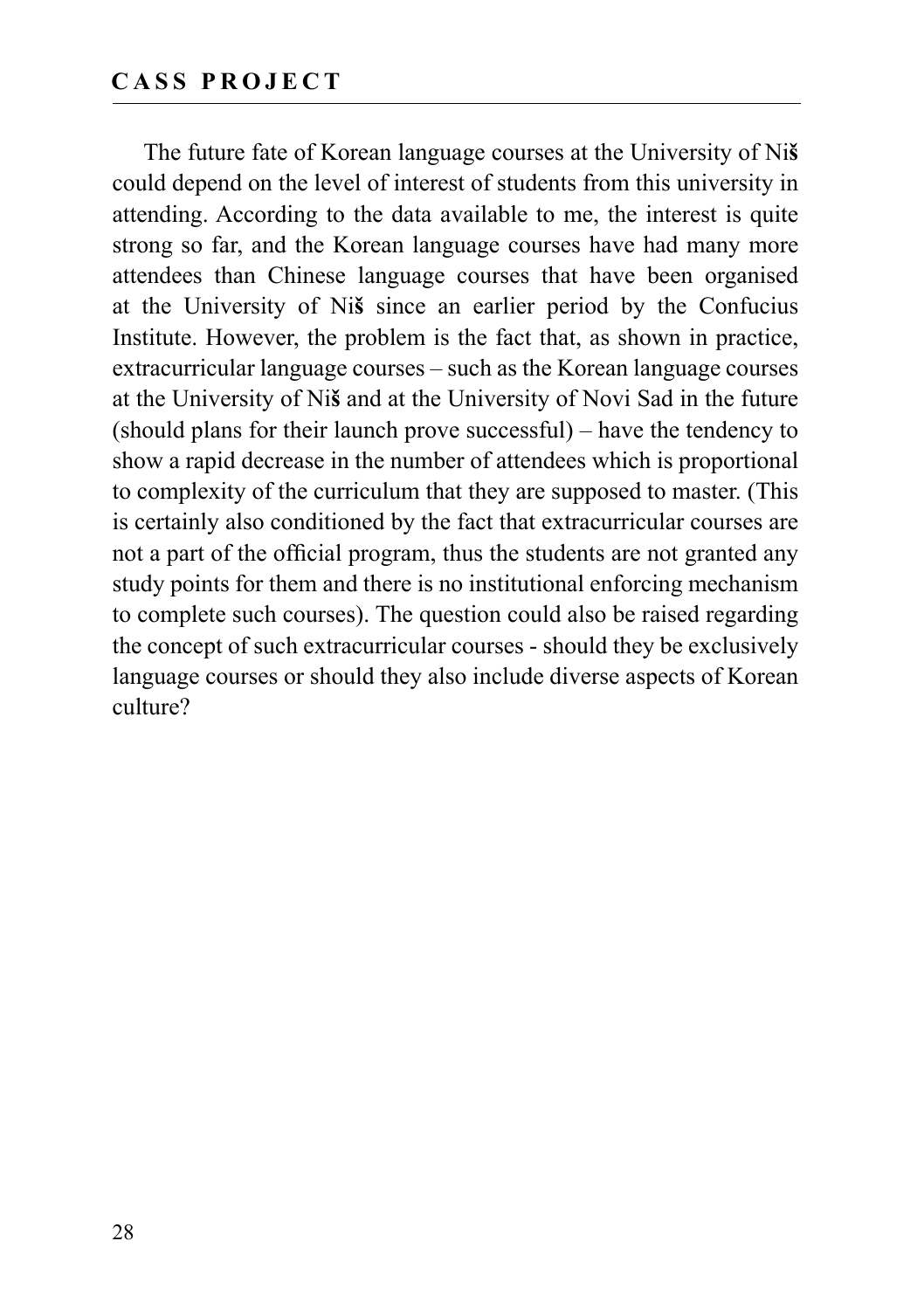The future fate of Korean language courses at the University of Niš could depend on the level of interest of students from this university in attending. According to the data available to me, the interest is quite strong so far, and the Korean language courses have had many more attendees than Chinese language courses that have been organised at the University of Niš since an earlier period by the Confucius Institute. However, the problem is the fact that, as shown in practice, extracurricular language courses – such as the Korean language courses at the University of Niš and at the University of Novi Sad in the future (should plans for their launch prove successful) – have the tendency to show a rapid decrease in the number of attendees which is proportional to complexity of the curriculum that they are supposed to master. (This is certainly also conditioned by the fact that extracurricular courses are not a part of the official program, thus the students are not granted any study points for them and there is no institutional enforcing mechanism to complete such courses). The question could also be raised regarding the concept of such extracurricular courses - should they be exclusively language courses or should they also include diverse aspects of Korean culture?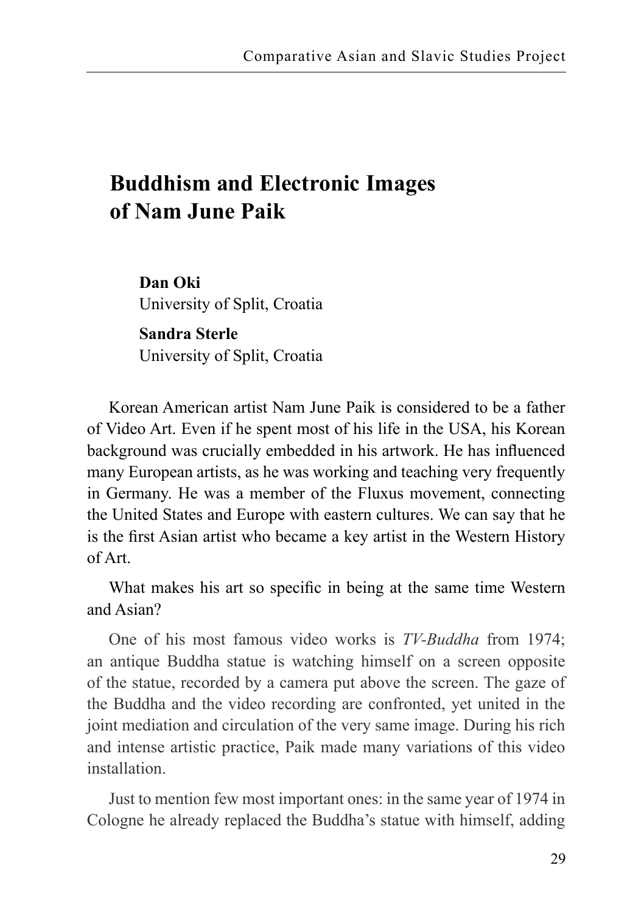# Buddhism and Electronic Images of Nam June Paik

**Dan Oki**
University of Split, Croatia

**Sandra Sterle**
University of Split, Croatia

Korean American artist Nam June Paik is considered to be a father of Video Art. Even if he spent most of his life in the USA, his Korean background was crucially embedded in his artwork. He has influenced many European artists, as he was working and teaching very frequently in Germany. He was a member of the Fluxus movement, connecting the United States and Europe with eastern cultures. We can say that he is the first Asian artist who became a key artist in the Western History of Art.

What makes his art so specific in being at the same time Western and Asian?

One of his most famous video works is *TV-Buddha* from 1974; an antique Buddha statue is watching himself on a screen opposite of the statue, recorded by a camera put above the screen. The gaze of the Buddha and the video recording are confronted, yet united in the joint mediation and circulation of the very same image. During his rich and intense artistic practice, Paik made many variations of this video installation.

Just to mention few most important ones: in the same year of 1974 in Cologne he already replaced the Buddha's statue with himself, adding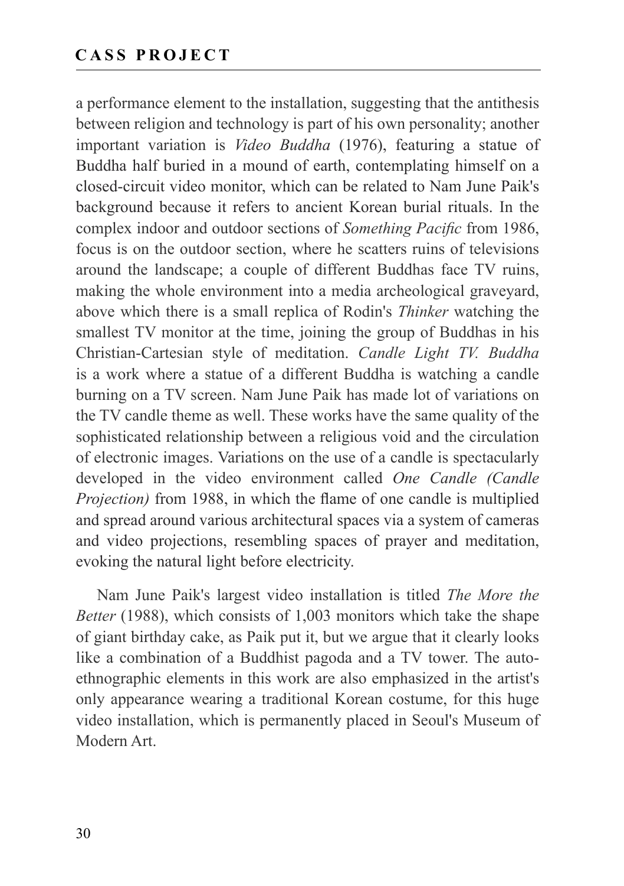a performance element to the installation, suggesting that the antithesis between religion and technology is part of his own personality; another important variation is *Video Buddha* (1976), featuring a statue of Buddha half buried in a mound of earth, contemplating himself on a closed-circuit video monitor, which can be related to Nam June Paik's background because it refers to ancient Korean burial rituals. In the complex indoor and outdoor sections of *Something Pacific* from 1986, focus is on the outdoor section, where he scatters ruins of televisions around the landscape; a couple of different Buddhas face TV ruins, making the whole environment into a media archeological graveyard, above which there is a small replica of Rodin's *Thinker* watching the smallest TV monitor at the time, joining the group of Buddhas in his Christian-Cartesian style of meditation. *Candle Light TV. Buddha* is a work where a statue of a different Buddha is watching a candle burning on a TV screen. Nam June Paik has made lot of variations on the TV candle theme as well. These works have the same quality of the sophisticated relationship between a religious void and the circulation of electronic images. Variations on the use of a candle is spectacularly developed in the video environment called *One Candle (Candle Projection)* from 1988, in which the flame of one candle is multiplied and spread around various architectural spaces via a system of cameras and video projections, resembling spaces of prayer and meditation, evoking the natural light before electricity.

Nam June Paik's largest video installation is titled *The More the Better* (1988), which consists of 1,003 monitors which take the shape of giant birthday cake, as Paik put it, but we argue that it clearly looks like a combination of a Buddhist pagoda and a TV tower. The auto-ethnographic elements in this work are also emphasized in the artist's only appearance wearing a traditional Korean costume, for this huge video installation, which is permanently placed in Seoul's Museum of Modern Art.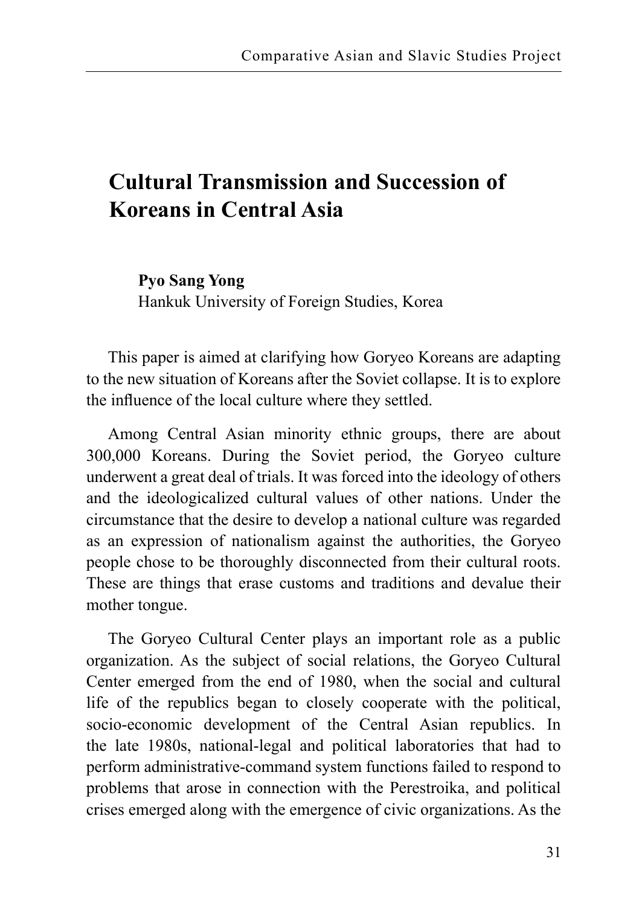# Cultural Transmission and Succession of Koreans in Central Asia

**Pyo Sang Yong**
Hankuk University of Foreign Studies, Korea

This paper is aimed at clarifying how Goryeo Koreans are adapting to the new situation of Koreans after the Soviet collapse. It is to explore the influence of the local culture where they settled.

Among Central Asian minority ethnic groups, there are about 300,000 Koreans. During the Soviet period, the Goryeo culture underwent a great deal of trials. It was forced into the ideology of others and the ideologicalized cultural values of other nations. Under the circumstance that the desire to develop a national culture was regarded as an expression of nationalism against the authorities, the Goryeo people chose to be thoroughly disconnected from their cultural roots. These are things that erase customs and traditions and devalue their mother tongue.

The Goryeo Cultural Center plays an important role as a public organization. As the subject of social relations, the Goryeo Cultural Center emerged from the end of 1980, when the social and cultural life of the republics began to closely cooperate with the political, socio-economic development of the Central Asian republics. In the late 1980s, national-legal and political laboratories that had to perform administrative-command system functions failed to respond to problems that arose in connection with the Perestroika, and political crises emerged along with the emergence of civic organizations. As the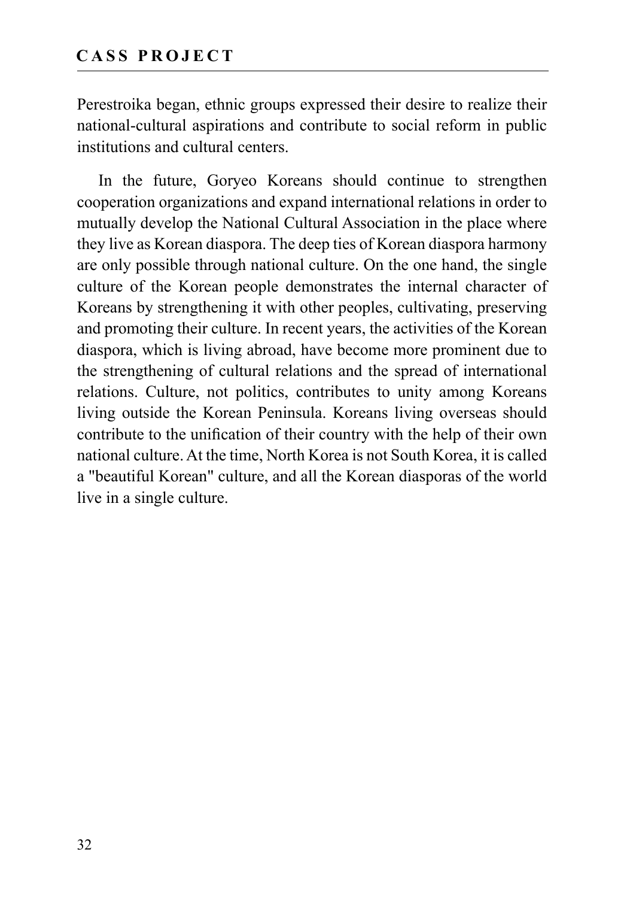Perestroika began, ethnic groups expressed their desire to realize their national-cultural aspirations and contribute to social reform in public institutions and cultural centers.

In the future, Goryeo Koreans should continue to strengthen cooperation organizations and expand international relations in order to mutually develop the National Cultural Association in the place where they live as Korean diaspora. The deep ties of Korean diaspora harmony are only possible through national culture. On the one hand, the single culture of the Korean people demonstrates the internal character of Koreans by strengthening it with other peoples, cultivating, preserving and promoting their culture. In recent years, the activities of the Korean diaspora, which is living abroad, have become more prominent due to the strengthening of cultural relations and the spread of international relations. Culture, not politics, contributes to unity among Koreans living outside the Korean Peninsula. Koreans living overseas should contribute to the unification of their country with the help of their own national culture. At the time, North Korea is not South Korea, it is called a "beautiful Korean" culture, and all the Korean diasporas of the world live in a single culture.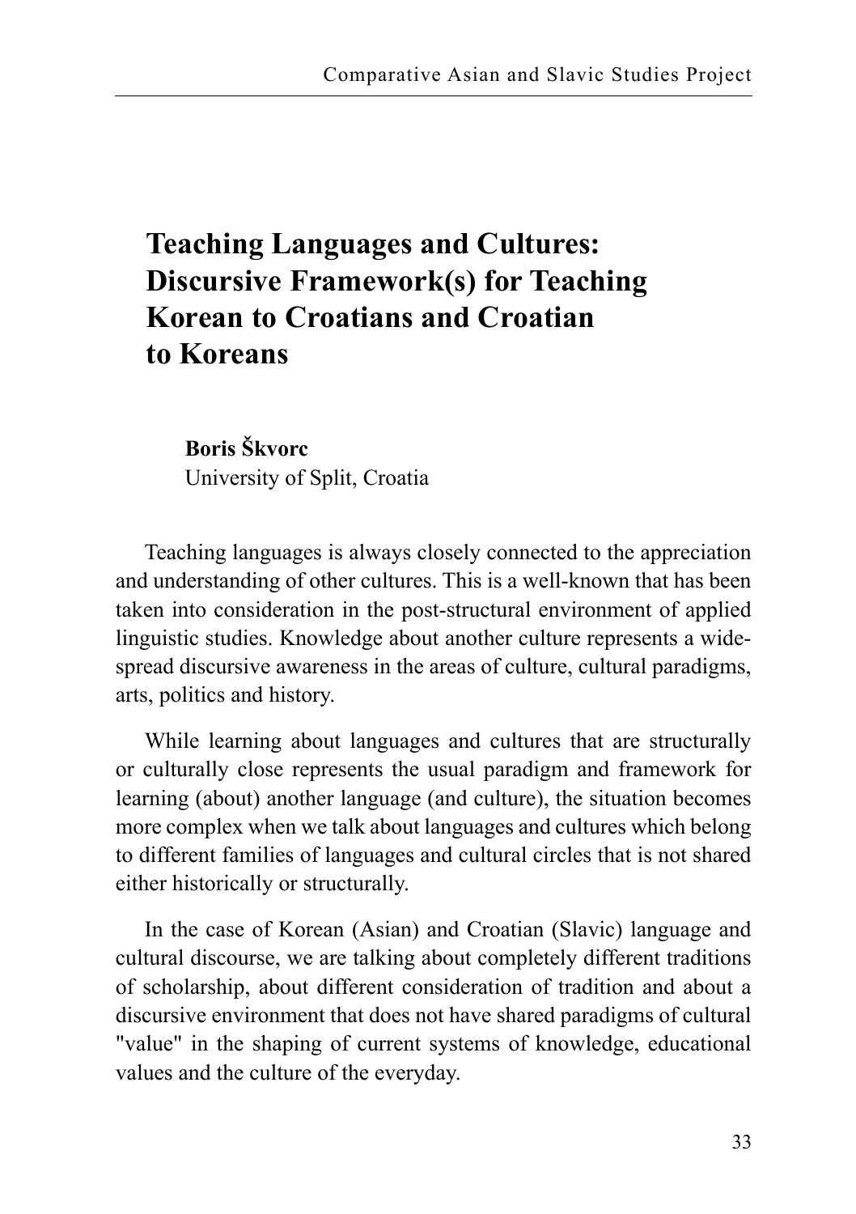# Teaching Languages and Cultures: Discursive Framework(s) for Teaching Korean to Croatians and Croatian to Koreans

**Boris Škvorc**
University of Split, Croatia

Teaching languages is always closely connected to the appreciation and understanding of other cultures. This is a well-known that has been taken into consideration in the post-structural environment of applied linguistic studies. Knowledge about another culture represents a wide-spread discursive awareness in the areas of culture, cultural paradigms, arts, politics and history.

While learning about languages and cultures that are structurally or culturally close represents the usual paradigm and framework for learning (about) another language (and culture), the situation becomes more complex when we talk about languages and cultures which belong to different families of languages and cultural circles that is not shared either historically or structurally.

In the case of Korean (Asian) and Croatian (Slavic) language and cultural discourse, we are talking about completely different traditions of scholarship, about different consideration of tradition and about a discursive environment that does not have shared paradigms of cultural "value" in the shaping of current systems of knowledge, educational values and the culture of the everyday.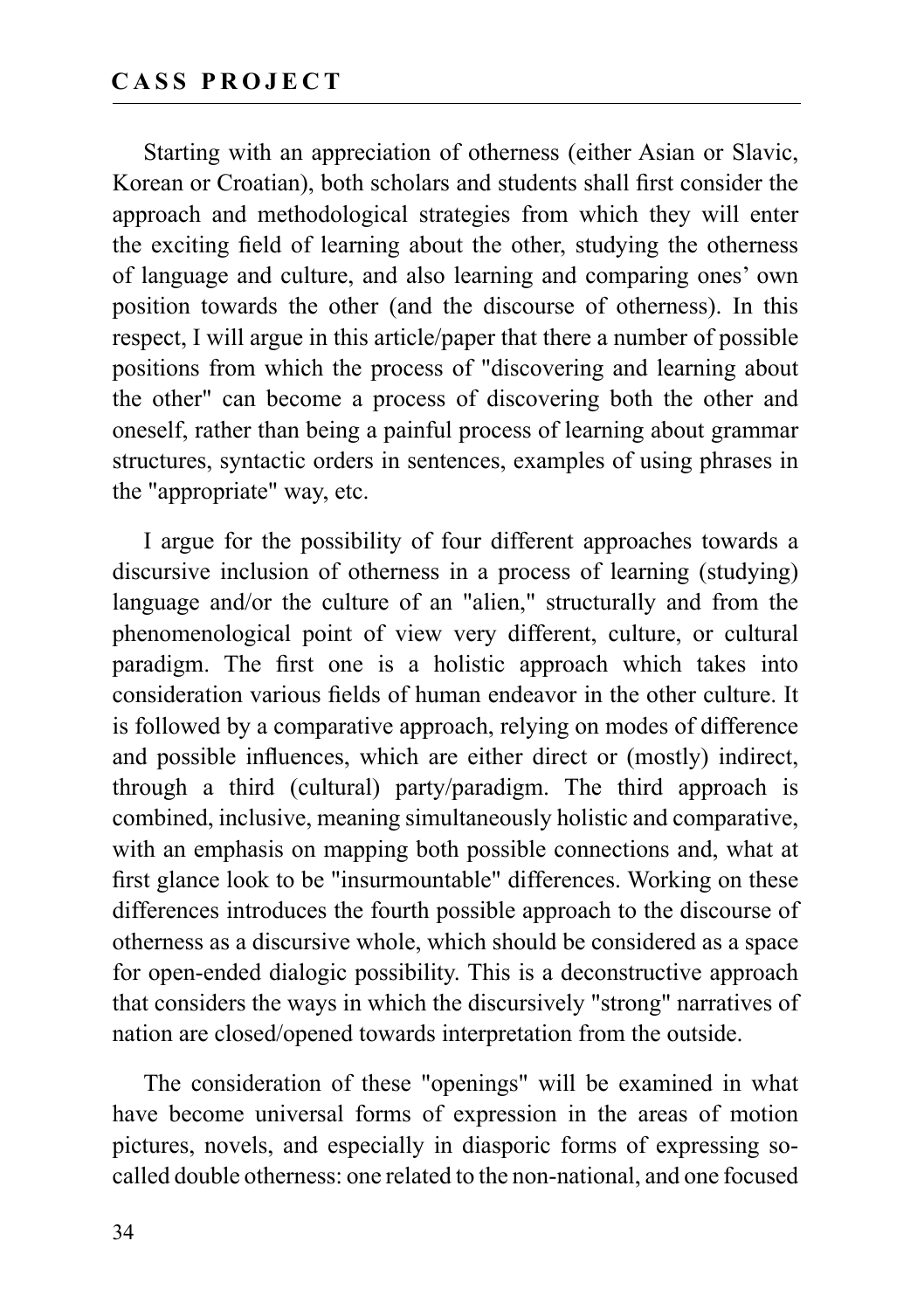Starting with an appreciation of otherness (either Asian or Slavic, Korean or Croatian), both scholars and students shall first consider the approach and methodological strategies from which they will enter the exciting field of learning about the other, studying the otherness of language and culture, and also learning and comparing ones' own position towards the other (and the discourse of otherness). In this respect, I will argue in this article/paper that there a number of possible positions from which the process of "discovering and learning about the other" can become a process of discovering both the other and oneself, rather than being a painful process of learning about grammar structures, syntactic orders in sentences, examples of using phrases in the "appropriate" way, etc.

I argue for the possibility of four different approaches towards a discursive inclusion of otherness in a process of learning (studying) language and/or the culture of an "alien," structurally and from the phenomenological point of view very different, culture, or cultural paradigm. The first one is a holistic approach which takes into consideration various fields of human endeavor in the other culture. It is followed by a comparative approach, relying on modes of difference and possible influences, which are either direct or (mostly) indirect, through a third (cultural) party/paradigm. The third approach is combined, inclusive, meaning simultaneously holistic and comparative, with an emphasis on mapping both possible connections and, what at first glance look to be "insurmountable" differences. Working on these differences introduces the fourth possible approach to the discourse of otherness as a discursive whole, which should be considered as a space for open-ended dialogic possibility. This is a deconstructive approach that considers the ways in which the discursively "strong" narratives of nation are closed/opened towards interpretation from the outside.

The consideration of these "openings" will be examined in what have become universal forms of expression in the areas of motion pictures, novels, and especially in diasporic forms of expressing so-called double otherness: one related to the non-national, and one focused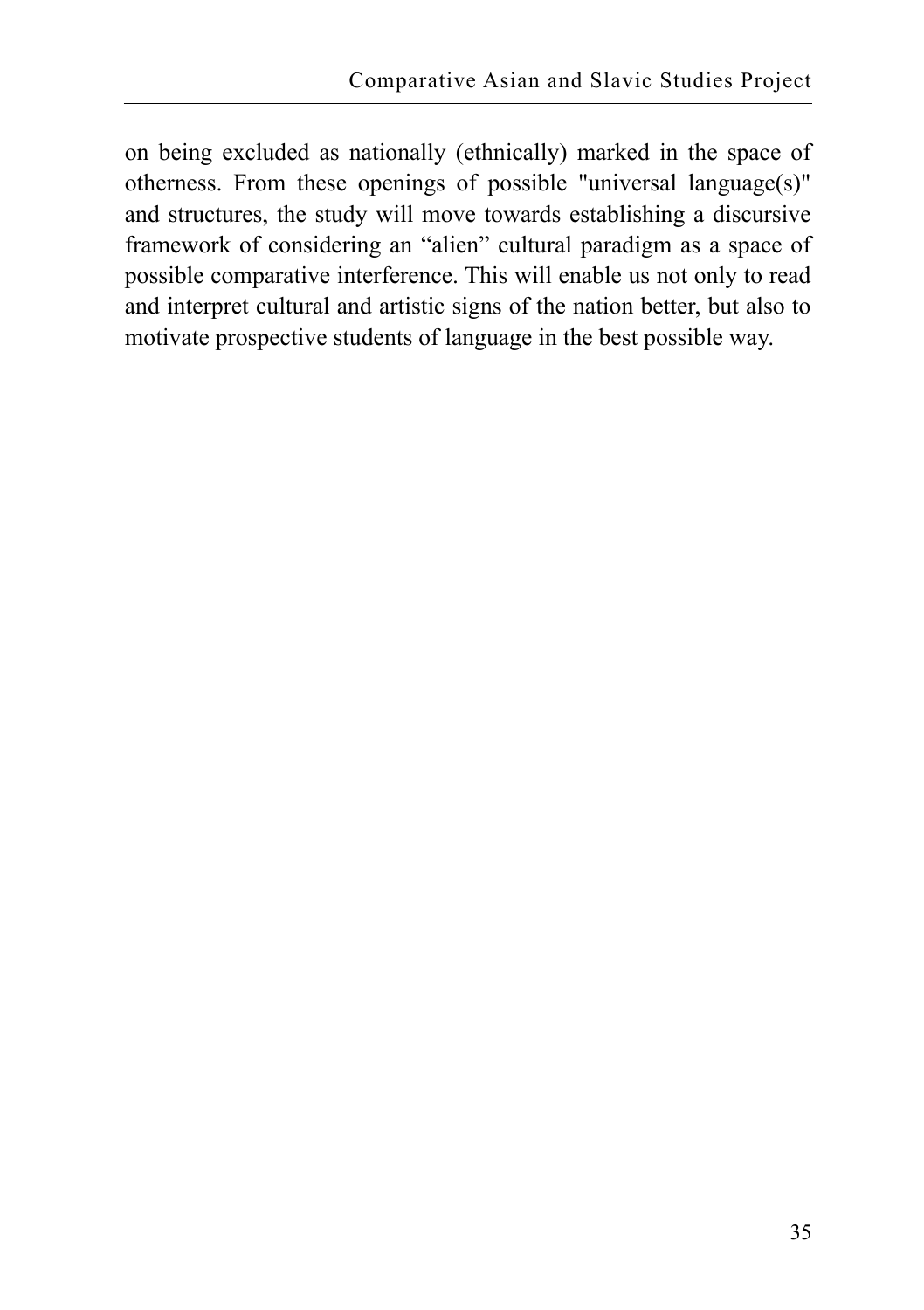on being excluded as nationally (ethnically) marked in the space of otherness. From these openings of possible "universal language(s)" and structures, the study will move towards establishing a discursive framework of considering an “alien” cultural paradigm as a space of possible comparative interference. This will enable us not only to read and interpret cultural and artistic signs of the nation better, but also to motivate prospective students of language in the best possible way.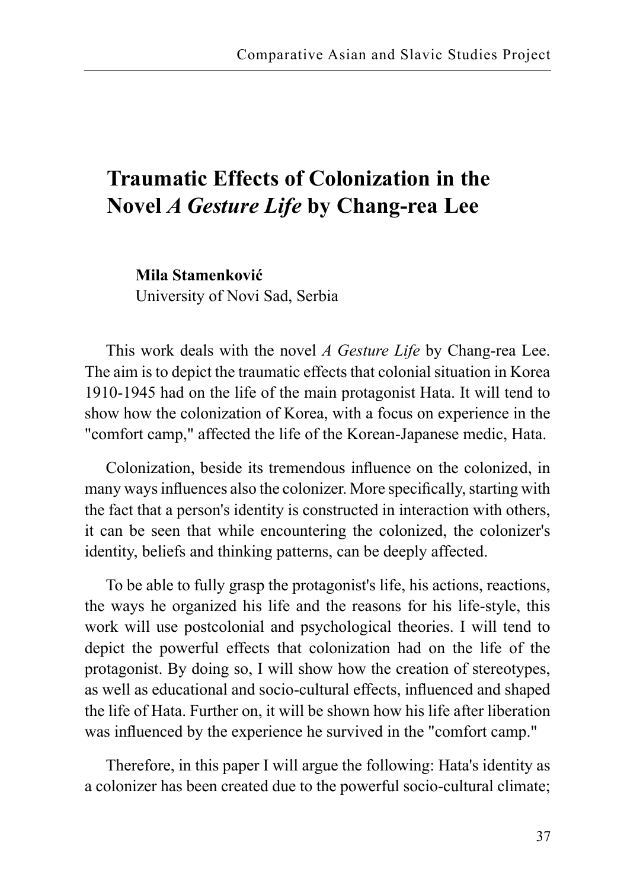# Traumatic Effects of Colonization in the Novel *A Gesture Life* by Chang-rea Lee

**Mila Stamenković**
University of Novi Sad, Serbia

This work deals with the novel *A Gesture Life* by Chang-rea Lee. The aim is to depict the traumatic effects that colonial situation in Korea 1910-1945 had on the life of the main protagonist Hata. It will tend to show how the colonization of Korea, with a focus on experience in the "comfort camp," affected the life of the Korean-Japanese medic, Hata.

Colonization, beside its tremendous influence on the colonized, in many ways influences also the colonizer. More specifically, starting with the fact that a person's identity is constructed in interaction with others, it can be seen that while encountering the colonized, the colonizer's identity, beliefs and thinking patterns, can be deeply affected.

To be able to fully grasp the protagonist's life, his actions, reactions, the ways he organized his life and the reasons for his life-style, this work will use postcolonial and psychological theories. I will tend to depict the powerful effects that colonization had on the life of the protagonist. By doing so, I will show how the creation of stereotypes, as well as educational and socio-cultural effects, influenced and shaped the life of Hata. Further on, it will be shown how his life after liberation was influenced by the experience he survived in the "comfort camp."

Therefore, in this paper I will argue the following: Hata's identity as a colonizer has been created due to the powerful socio-cultural climate;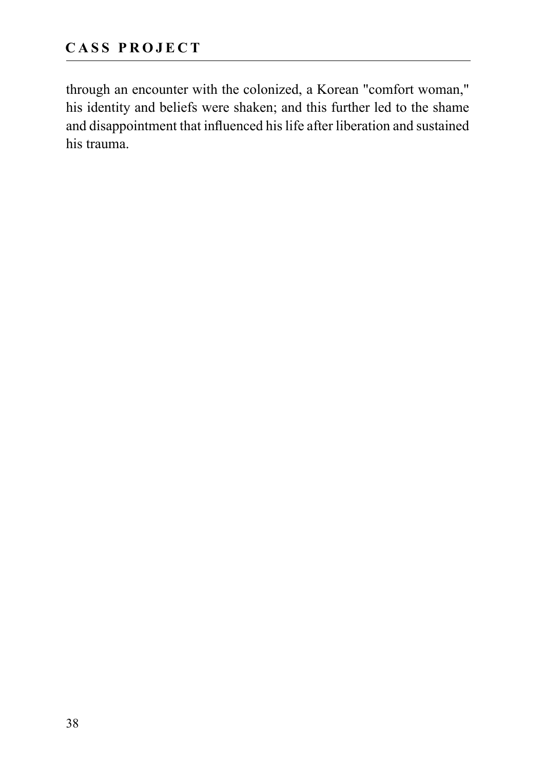through an encounter with the colonized, a Korean "comfort woman," his identity and beliefs were shaken; and this further led to the shame and disappointment that influenced his life after liberation and sustained his trauma.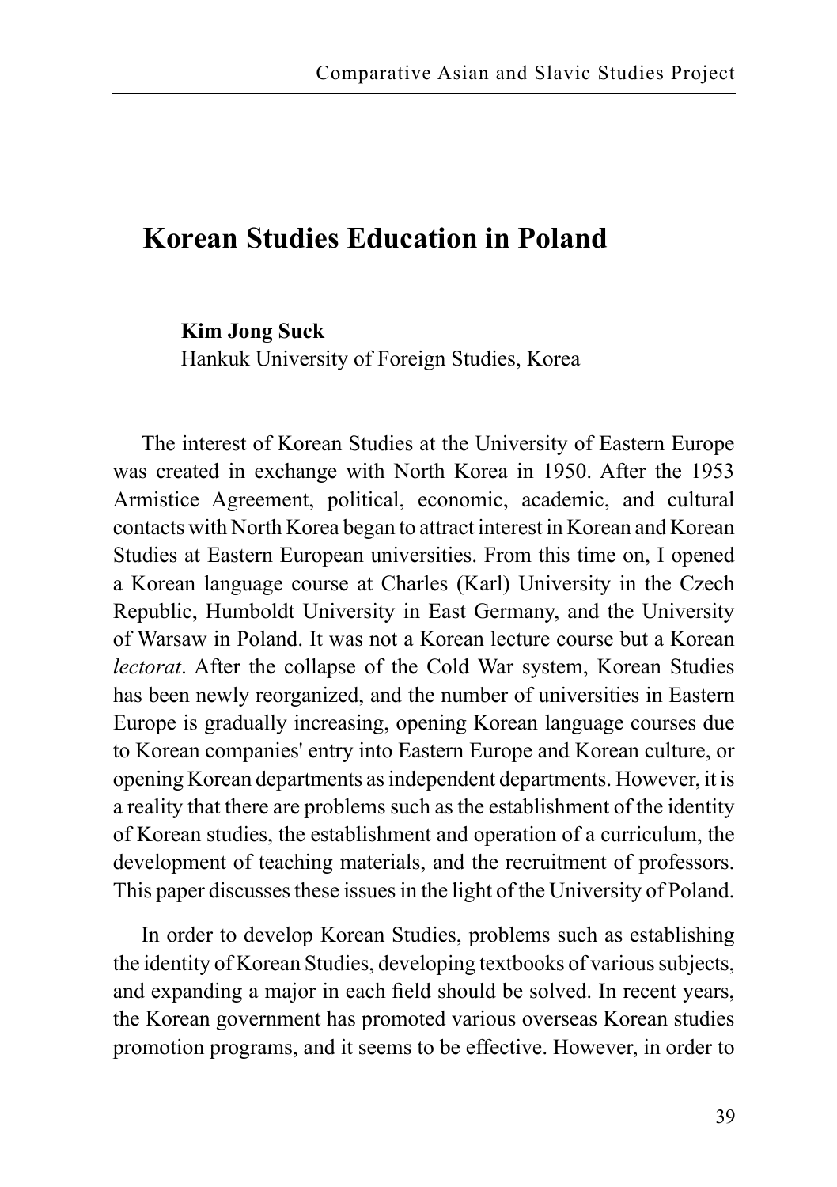# Korean Studies Education in Poland

**Kim Jong Suck**
Hankuk University of Foreign Studies, Korea

The interest of Korean Studies at the University of Eastern Europe was created in exchange with North Korea in 1950. After the 1953 Armistice Agreement, political, economic, academic, and cultural contacts with North Korea began to attract interest in Korean and Korean Studies at Eastern European universities. From this time on, I opened a Korean language course at Charles (Karl) University in the Czech Republic, Humboldt University in East Germany, and the University of Warsaw in Poland. It was not a Korean lecture course but a Korean *lectorat*. After the collapse of the Cold War system, Korean Studies has been newly reorganized, and the number of universities in Eastern Europe is gradually increasing, opening Korean language courses due to Korean companies' entry into Eastern Europe and Korean culture, or opening Korean departments as independent departments. However, it is a reality that there are problems such as the establishment of the identity of Korean studies, the establishment and operation of a curriculum, the development of teaching materials, and the recruitment of professors. This paper discusses these issues in the light of the University of Poland.

In order to develop Korean Studies, problems such as establishing the identity of Korean Studies, developing textbooks of various subjects, and expanding a major in each field should be solved. In recent years, the Korean government has promoted various overseas Korean studies promotion programs, and it seems to be effective. However, in order to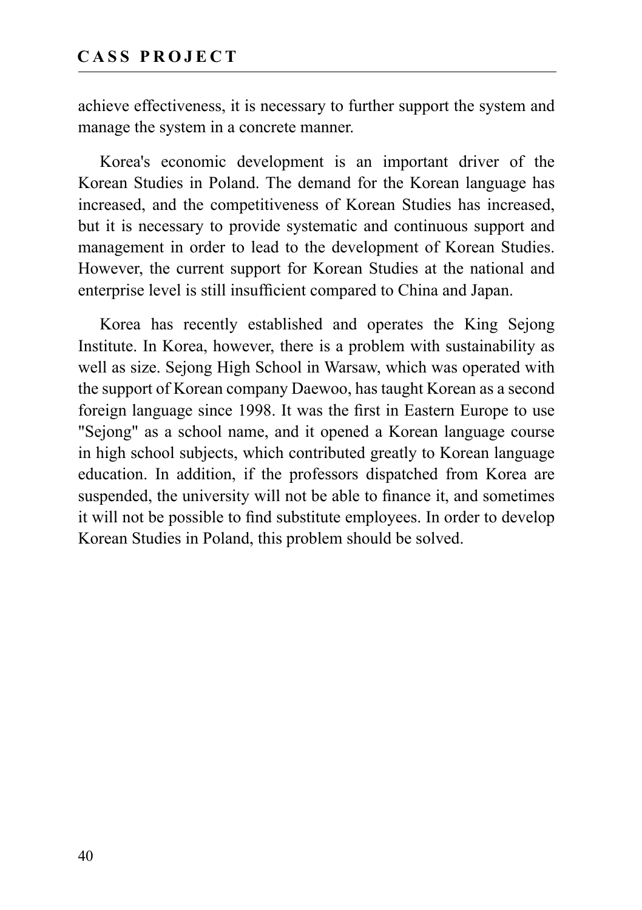achieve effectiveness, it is necessary to further support the system and manage the system in a concrete manner.

Korea's economic development is an important driver of the Korean Studies in Poland. The demand for the Korean language has increased, and the competitiveness of Korean Studies has increased, but it is necessary to provide systematic and continuous support and management in order to lead to the development of Korean Studies. However, the current support for Korean Studies at the national and enterprise level is still insufficient compared to China and Japan.

Korea has recently established and operates the King Sejong Institute. In Korea, however, there is a problem with sustainability as well as size. Sejong High School in Warsaw, which was operated with the support of Korean company Daewoo, has taught Korean as a second foreign language since 1998. It was the first in Eastern Europe to use "Sejong" as a school name, and it opened a Korean language course in high school subjects, which contributed greatly to Korean language education. In addition, if the professors dispatched from Korea are suspended, the university will not be able to finance it, and sometimes it will not be possible to find substitute employees. In order to develop Korean Studies in Poland, this problem should be solved.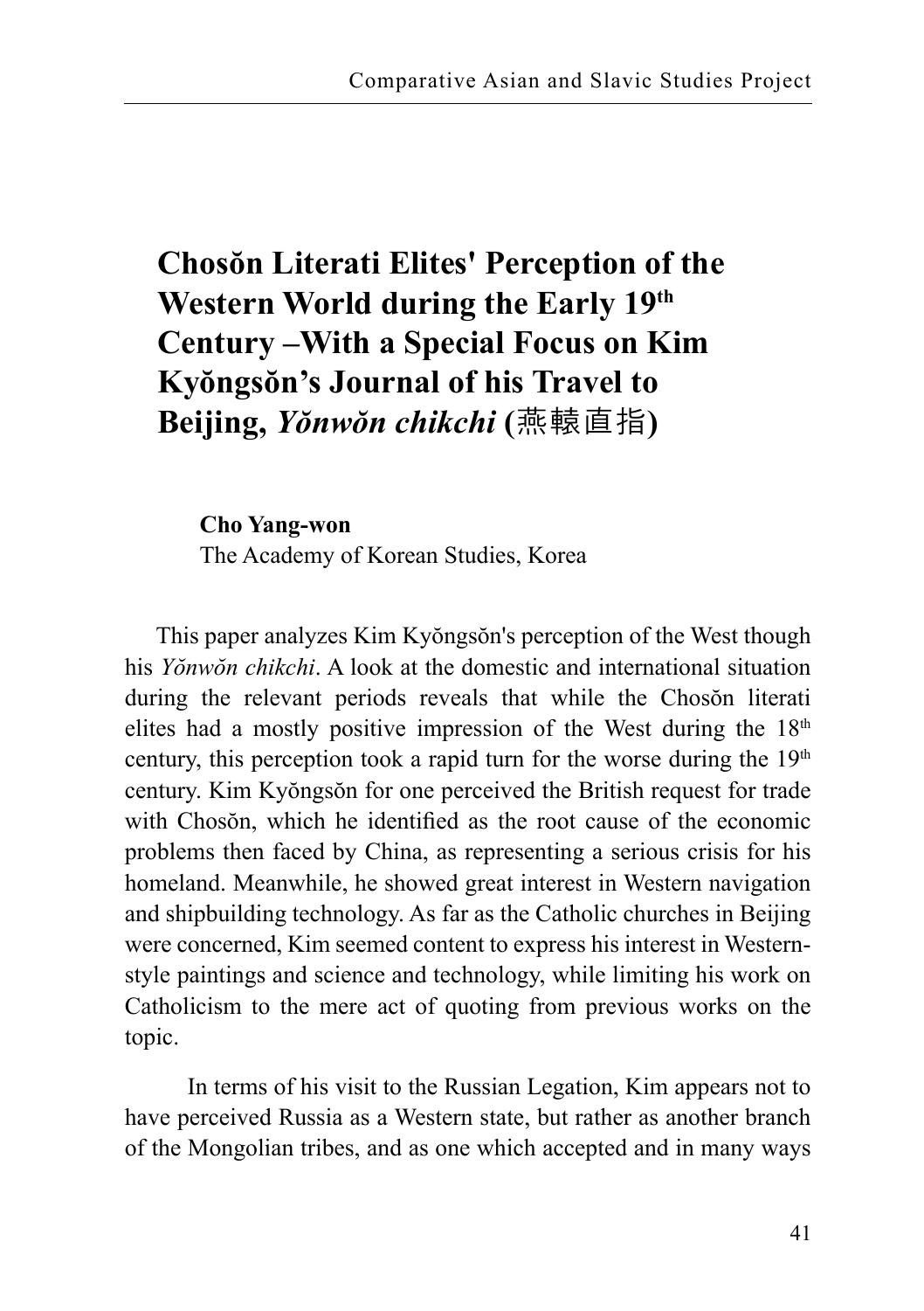# Chosŏn Literati Elites' Perception of the Western World during the Early 19th Century –With a Special Focus on Kim Kyŏngsŏn's Journal of his Travel to Beijing, *Yŏnwŏn chikchi* (燕轅直指)

**Cho Yang-won**
The Academy of Korean Studies, Korea

This paper analyzes Kim Kyŏngsŏn's perception of the West though his *Yŏnwŏn chikchi*. A look at the domestic and international situation during the relevant periods reveals that while the Chosŏn literati elites had a mostly positive impression of the West during the 18th century, this perception took a rapid turn for the worse during the 19th century. Kim Kyŏngsŏn for one perceived the British request for trade with Chosŏn, which he identified as the root cause of the economic problems then faced by China, as representing a serious crisis for his homeland. Meanwhile, he showed great interest in Western navigation and shipbuilding technology. As far as the Catholic churches in Beijing were concerned, Kim seemed content to express his interest in Western-style paintings and science and technology, while limiting his work on Catholicism to the mere act of quoting from previous works on the topic.

In terms of his visit to the Russian Legation, Kim appears not to have perceived Russia as a Western state, but rather as another branch of the Mongolian tribes, and as one which accepted and in many ways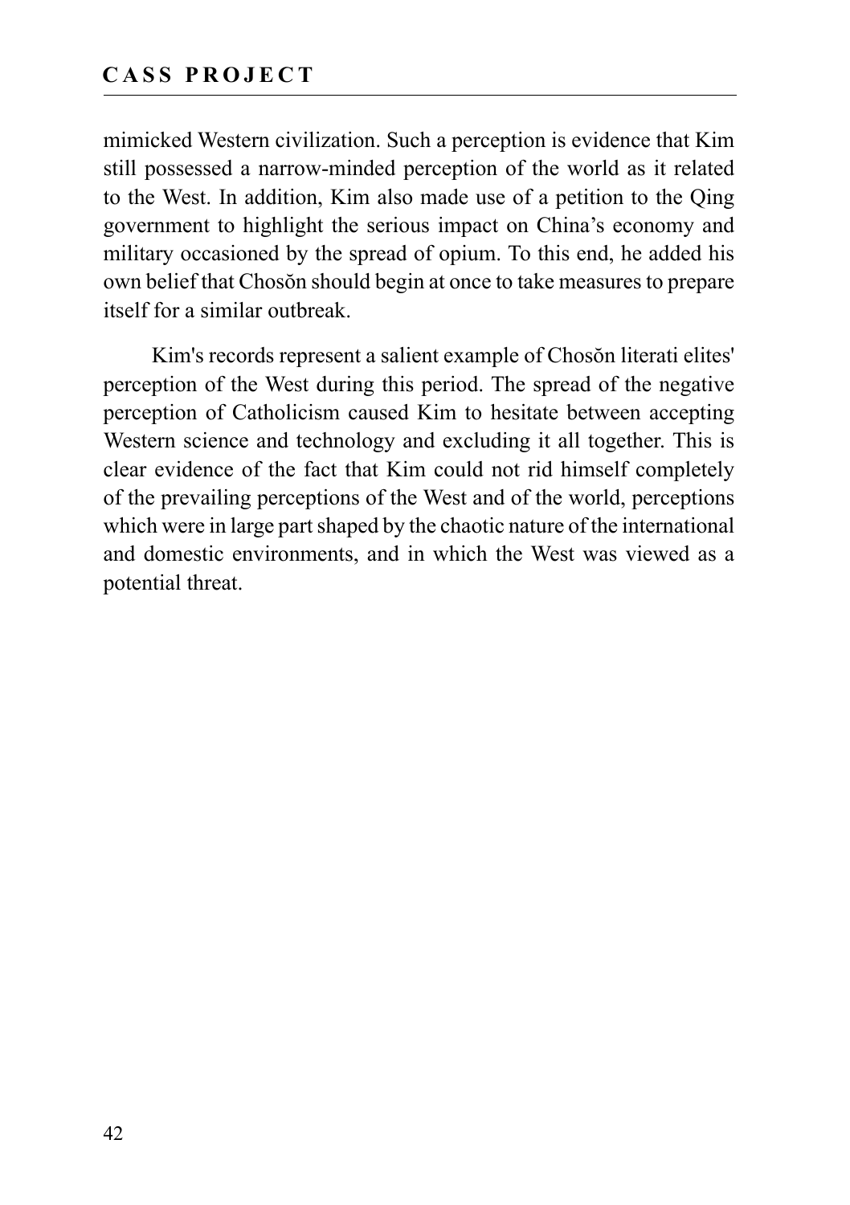mimicked Western civilization. Such a perception is evidence that Kim still possessed a narrow-minded perception of the world as it related to the West. In addition, Kim also made use of a petition to the Qing government to highlight the serious impact on China's economy and military occasioned by the spread of opium. To this end, he added his own belief that Chosŏn should begin at once to take measures to prepare itself for a similar outbreak.

Kim's records represent a salient example of Chosŏn literati elites' perception of the West during this period. The spread of the negative perception of Catholicism caused Kim to hesitate between accepting Western science and technology and excluding it all together. This is clear evidence of the fact that Kim could not rid himself completely of the prevailing perceptions of the West and of the world, perceptions which were in large part shaped by the chaotic nature of the international and domestic environments, and in which the West was viewed as a potential threat.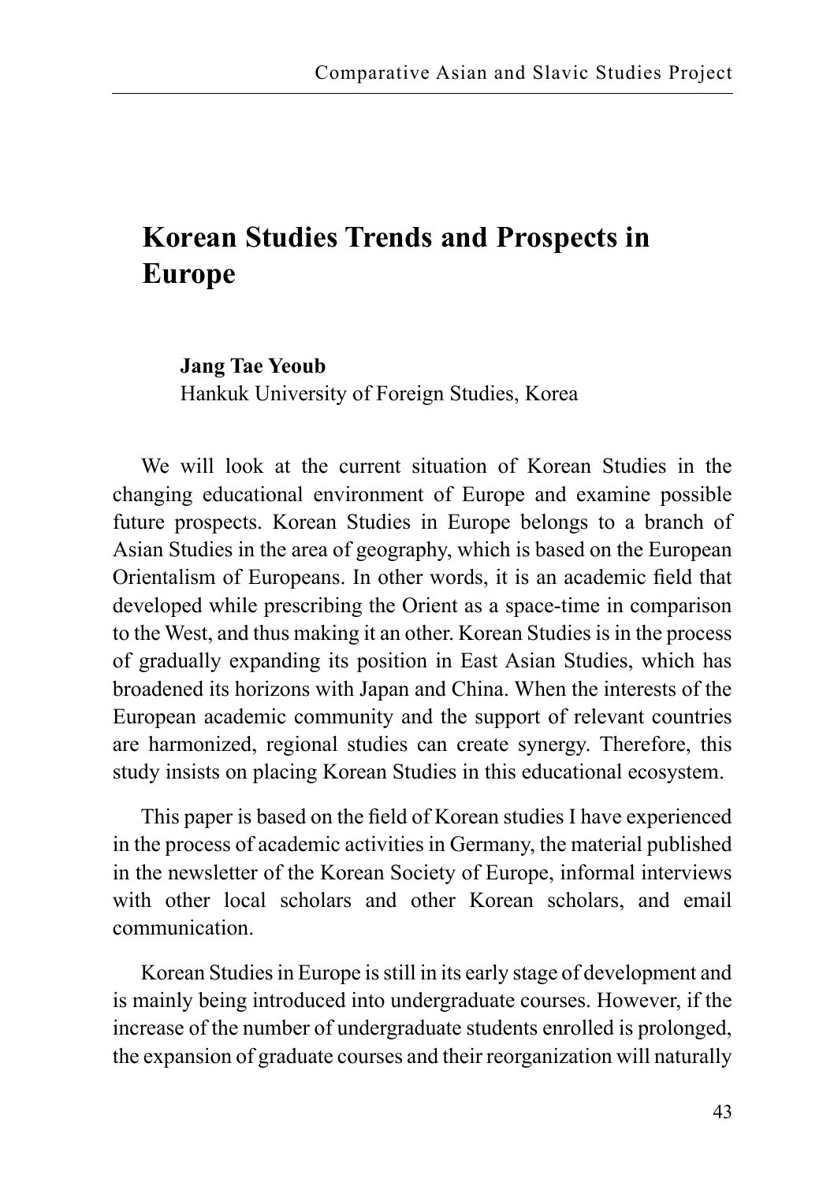# Korean Studies Trends and Prospects in Europe

**Jang Tae Yeoub**
Hankuk University of Foreign Studies, Korea

We will look at the current situation of Korean Studies in the changing educational environment of Europe and examine possible future prospects. Korean Studies in Europe belongs to a branch of Asian Studies in the area of geography, which is based on the European Orientalism of Europeans. In other words, it is an academic field that developed while prescribing the Orient as a space-time in comparison to the West, and thus making it an other. Korean Studies is in the process of gradually expanding its position in East Asian Studies, which has broadened its horizons with Japan and China. When the interests of the European academic community and the support of relevant countries are harmonized, regional studies can create synergy. Therefore, this study insists on placing Korean Studies in this educational ecosystem.

This paper is based on the field of Korean studies I have experienced in the process of academic activities in Germany, the material published in the newsletter of the Korean Society of Europe, informal interviews with other local scholars and other Korean scholars, and email communication.

Korean Studies in Europe is still in its early stage of development and is mainly being introduced into undergraduate courses. However, if the increase of the number of undergraduate students enrolled is prolonged, the expansion of graduate courses and their reorganization will naturally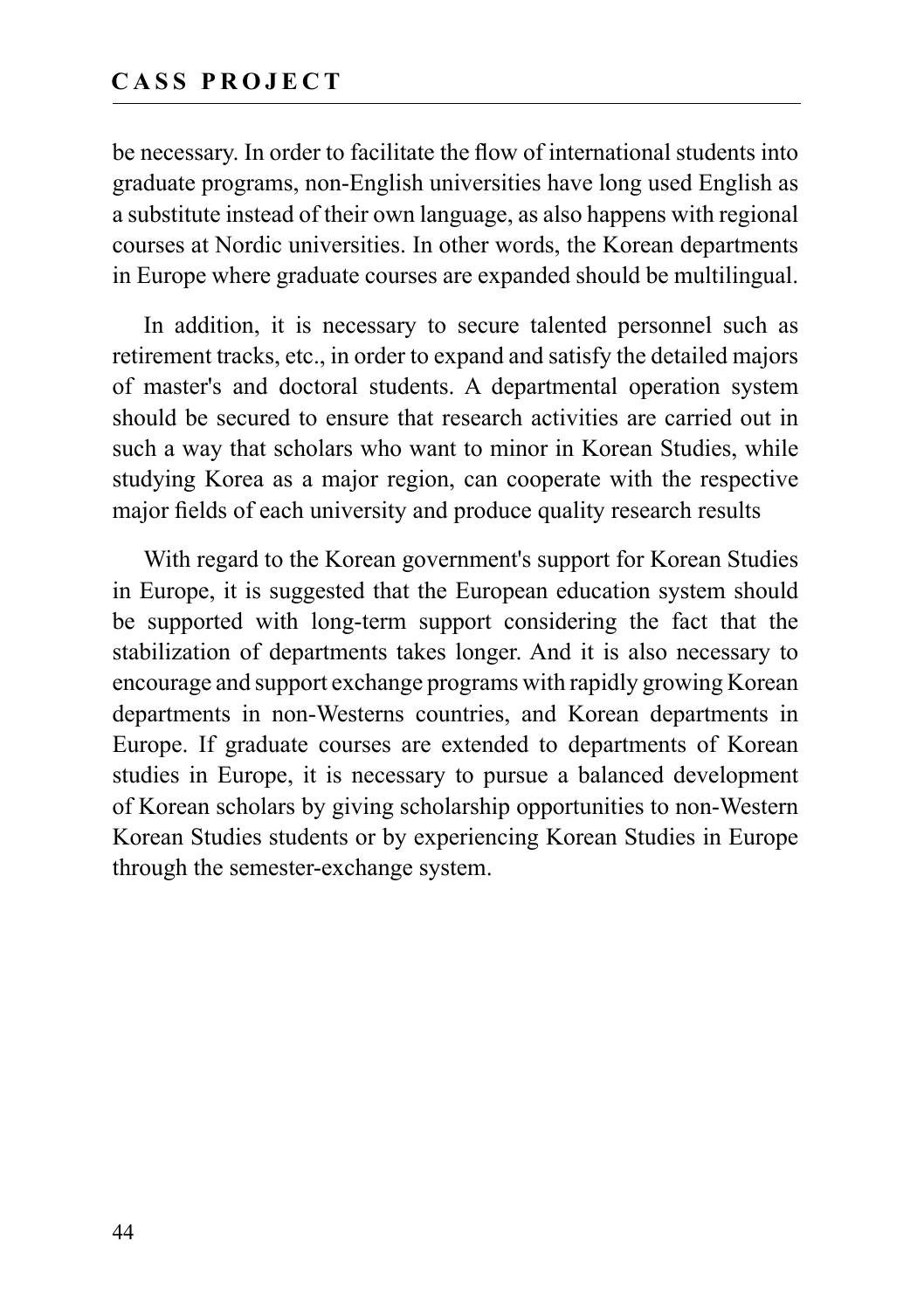be necessary. In order to facilitate the flow of international students into graduate programs, non-English universities have long used English as a substitute instead of their own language, as also happens with regional courses at Nordic universities. In other words, the Korean departments in Europe where graduate courses are expanded should be multilingual.

In addition, it is necessary to secure talented personnel such as retirement tracks, etc., in order to expand and satisfy the detailed majors of master's and doctoral students. A departmental operation system should be secured to ensure that research activities are carried out in such a way that scholars who want to minor in Korean Studies, while studying Korea as a major region, can cooperate with the respective major fields of each university and produce quality research results

With regard to the Korean government's support for Korean Studies in Europe, it is suggested that the European education system should be supported with long-term support considering the fact that the stabilization of departments takes longer. And it is also necessary to encourage and support exchange programs with rapidly growing Korean departments in non-Westerns countries, and Korean departments in Europe. If graduate courses are extended to departments of Korean studies in Europe, it is necessary to pursue a balanced development of Korean scholars by giving scholarship opportunities to non-Western Korean Studies students or by experiencing Korean Studies in Europe through the semester-exchange system.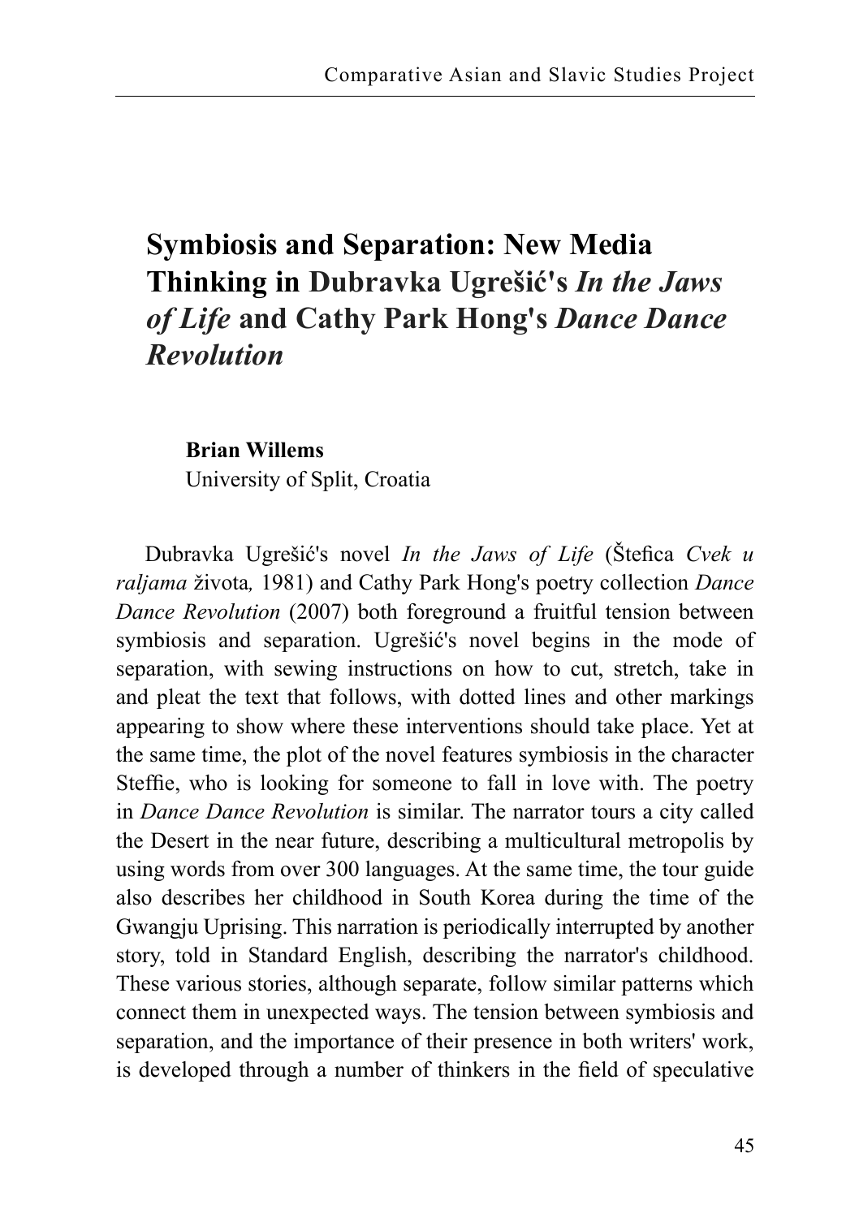# Symbiosis and Separation: New Media Thinking in Dubravka Ugrešić's *In the Jaws of Life* and Cathy Park Hong's *Dance Dance Revolution*

**Brian Willems**
University of Split, Croatia

Dubravka Ugrešić's novel *In the Jaws of Life* (Štefica *Cvek u raljama* života*,* 1981) and Cathy Park Hong's poetry collection *Dance Dance Revolution* (2007) both foreground a fruitful tension between symbiosis and separation. Ugrešić's novel begins in the mode of separation, with sewing instructions on how to cut, stretch, take in and pleat the text that follows, with dotted lines and other markings appearing to show where these interventions should take place. Yet at the same time, the plot of the novel features symbiosis in the character Steffie, who is looking for someone to fall in love with. The poetry in *Dance Dance Revolution* is similar. The narrator tours a city called the Desert in the near future, describing a multicultural metropolis by using words from over 300 languages. At the same time, the tour guide also describes her childhood in South Korea during the time of the Gwangju Uprising. This narration is periodically interrupted by another story, told in Standard English, describing the narrator's childhood. These various stories, although separate, follow similar patterns which connect them in unexpected ways. The tension between symbiosis and separation, and the importance of their presence in both writers' work, is developed through a number of thinkers in the field of speculative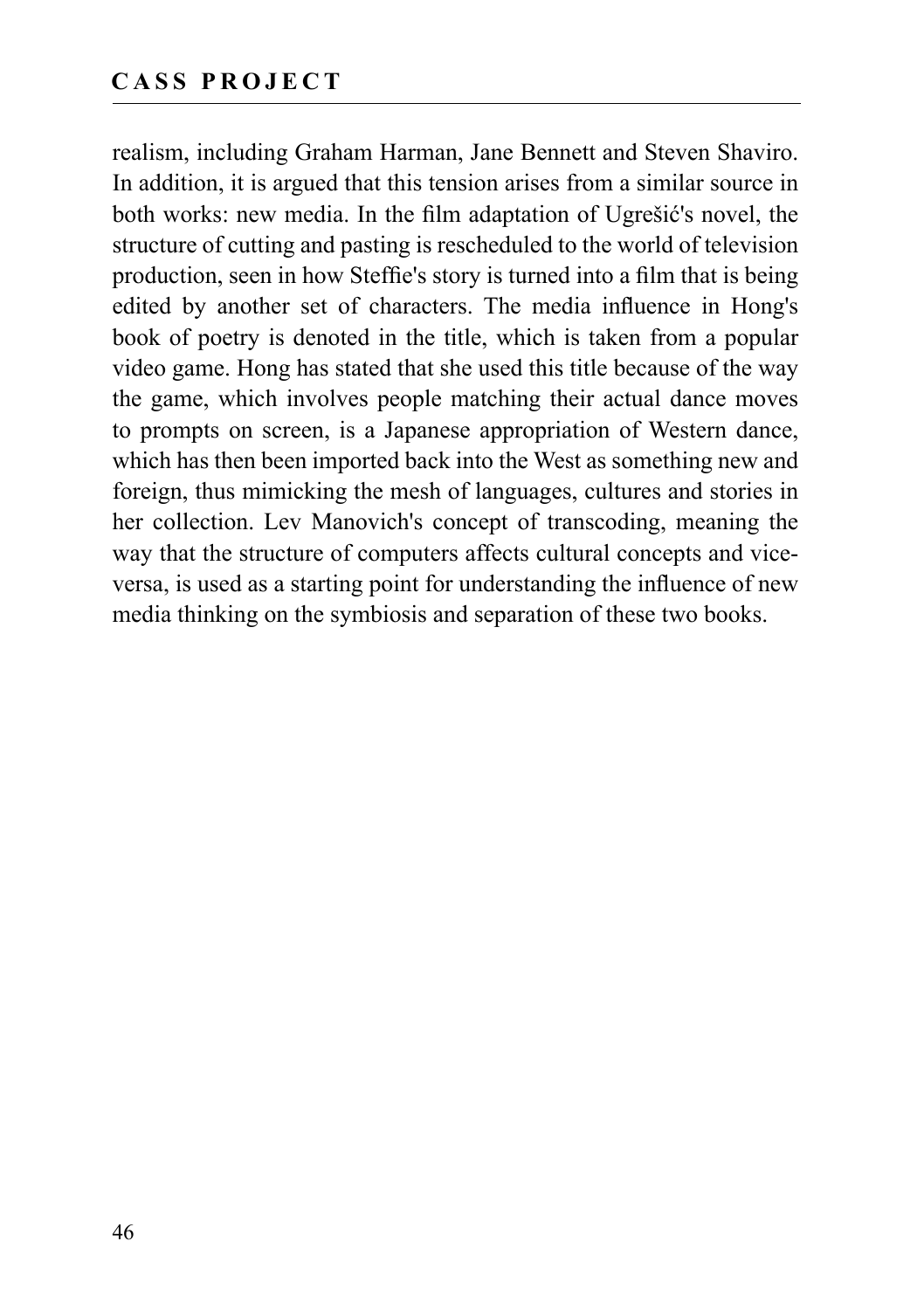realism, including Graham Harman, Jane Bennett and Steven Shaviro. In addition, it is argued that this tension arises from a similar source in both works: new media. In the film adaptation of Ugrešić's novel, the structure of cutting and pasting is rescheduled to the world of television production, seen in how Steffie's story is turned into a film that is being edited by another set of characters. The media influence in Hong's book of poetry is denoted in the title, which is taken from a popular video game. Hong has stated that she used this title because of the way the game, which involves people matching their actual dance moves to prompts on screen, is a Japanese appropriation of Western dance, which has then been imported back into the West as something new and foreign, thus mimicking the mesh of languages, cultures and stories in her collection. Lev Manovich's concept of transcoding, meaning the way that the structure of computers affects cultural concepts and vice-versa, is used as a starting point for understanding the influence of new media thinking on the symbiosis and separation of these two books.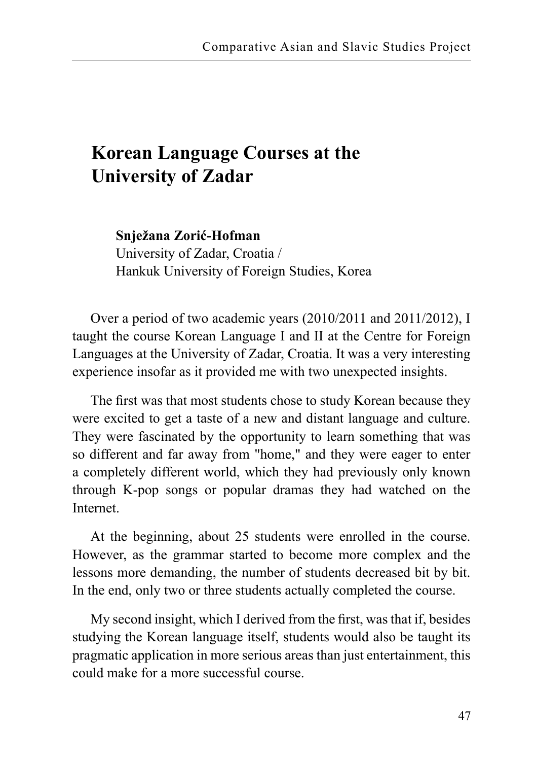# Korean Language Courses at the University of Zadar

**Snježana Zorić-Hofman**
University of Zadar, Croatia /
Hankuk University of Foreign Studies, Korea

Over a period of two academic years (2010/2011 and 2011/2012), I taught the course Korean Language I and II at the Centre for Foreign Languages at the University of Zadar, Croatia. It was a very interesting experience insofar as it provided me with two unexpected insights.

The first was that most students chose to study Korean because they were excited to get a taste of a new and distant language and culture. They were fascinated by the opportunity to learn something that was so different and far away from "home," and they were eager to enter a completely different world, which they had previously only known through K-pop songs or popular dramas they had watched on the Internet.

At the beginning, about 25 students were enrolled in the course. However, as the grammar started to become more complex and the lessons more demanding, the number of students decreased bit by bit. In the end, only two or three students actually completed the course.

My second insight, which I derived from the first, was that if, besides studying the Korean language itself, students would also be taught its pragmatic application in more serious areas than just entertainment, this could make for a more successful course.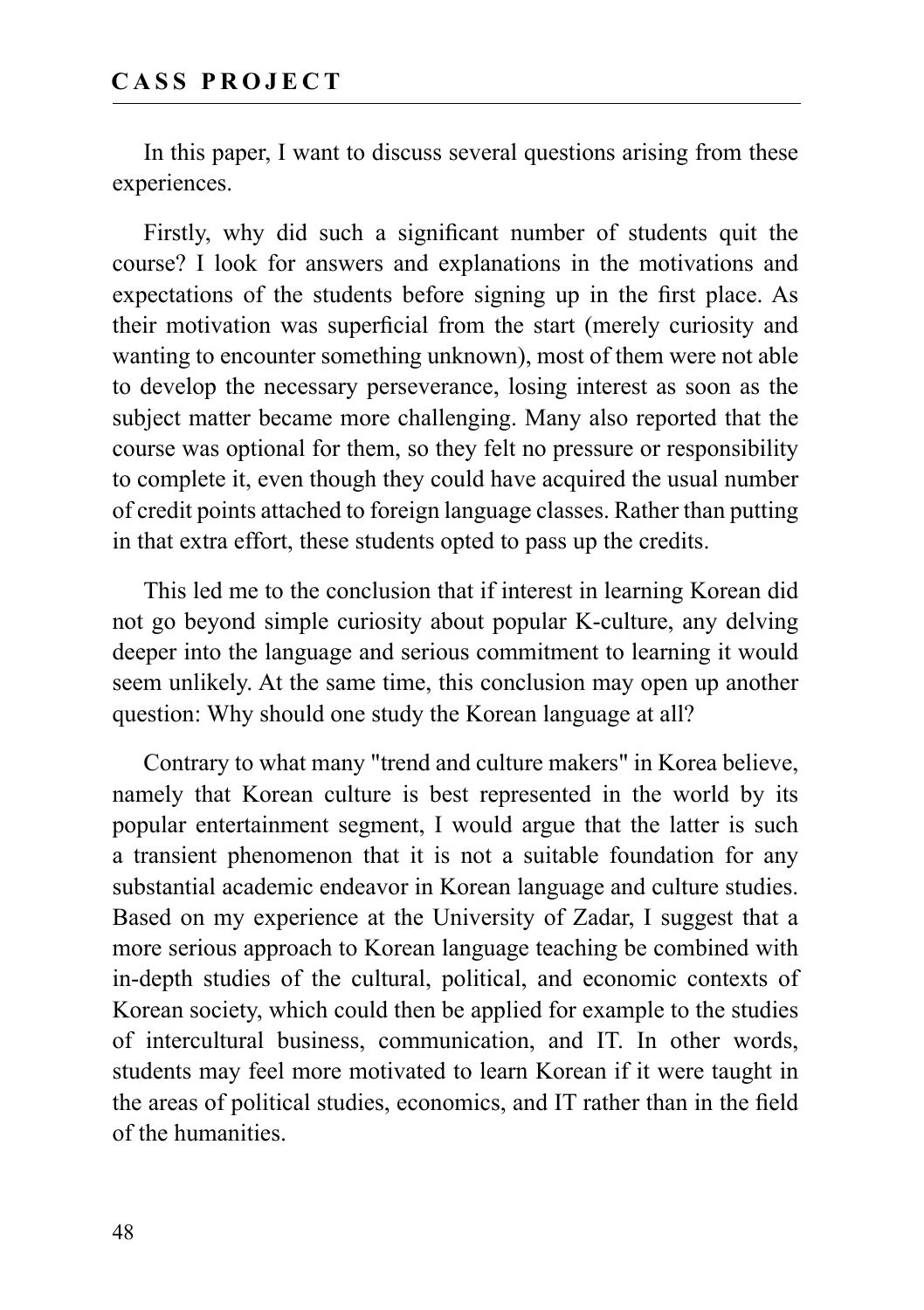In this paper, I want to discuss several questions arising from these experiences.

Firstly, why did such a significant number of students quit the course? I look for answers and explanations in the motivations and expectations of the students before signing up in the first place. As their motivation was superficial from the start (merely curiosity and wanting to encounter something unknown), most of them were not able to develop the necessary perseverance, losing interest as soon as the subject matter became more challenging. Many also reported that the course was optional for them, so they felt no pressure or responsibility to complete it, even though they could have acquired the usual number of credit points attached to foreign language classes. Rather than putting in that extra effort, these students opted to pass up the credits.

This led me to the conclusion that if interest in learning Korean did not go beyond simple curiosity about popular K-culture, any delving deeper into the language and serious commitment to learning it would seem unlikely. At the same time, this conclusion may open up another question: Why should one study the Korean language at all?

Contrary to what many "trend and culture makers" in Korea believe, namely that Korean culture is best represented in the world by its popular entertainment segment, I would argue that the latter is such a transient phenomenon that it is not a suitable foundation for any substantial academic endeavor in Korean language and culture studies. Based on my experience at the University of Zadar, I suggest that a more serious approach to Korean language teaching be combined with in-depth studies of the cultural, political, and economic contexts of Korean society, which could then be applied for example to the studies of intercultural business, communication, and IT. In other words, students may feel more motivated to learn Korean if it were taught in the areas of political studies, economics, and IT rather than in the field of the humanities.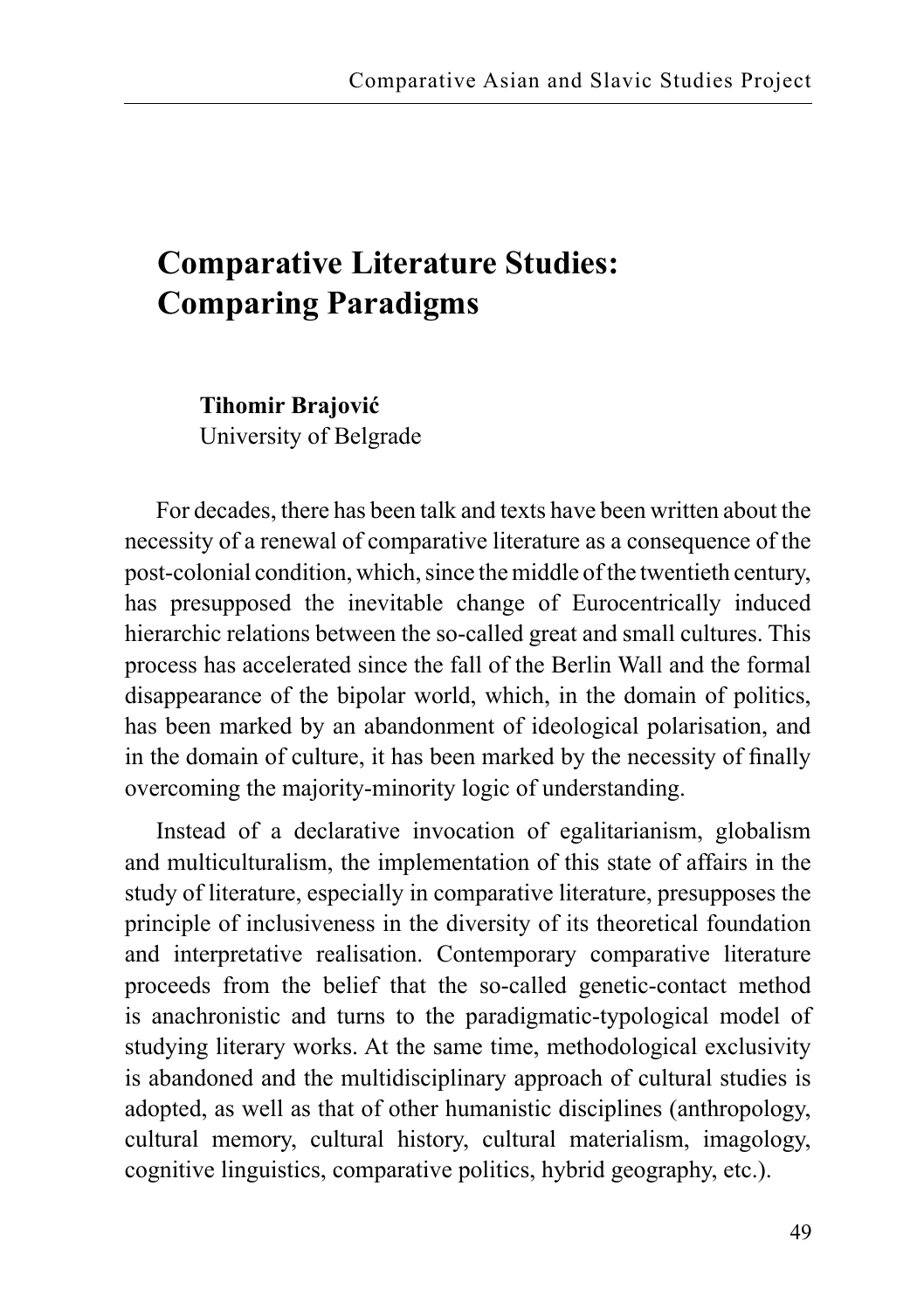# Comparative Literature Studies: Comparing Paradigms

**Tihomir Brajović**
University of Belgrade

For decades, there has been talk and texts have been written about the necessity of a renewal of comparative literature as a consequence of the post-colonial condition, which, since the middle of the twentieth century, has presupposed the inevitable change of Eurocentrically induced hierarchic relations between the so-called great and small cultures. This process has accelerated since the fall of the Berlin Wall and the formal disappearance of the bipolar world, which, in the domain of politics, has been marked by an abandonment of ideological polarisation, and in the domain of culture, it has been marked by the necessity of finally overcoming the majority-minority logic of understanding.

Instead of a declarative invocation of egalitarianism, globalism and multiculturalism, the implementation of this state of affairs in the study of literature, especially in comparative literature, presupposes the principle of inclusiveness in the diversity of its theoretical foundation and interpretative realisation. Contemporary comparative literature proceeds from the belief that the so-called genetic-contact method is anachronistic and turns to the paradigmatic-typological model of studying literary works. At the same time, methodological exclusivity is abandoned and the multidisciplinary approach of cultural studies is adopted, as well as that of other humanistic disciplines (anthropology, cultural memory, cultural history, cultural materialism, imagology, cognitive linguistics, comparative politics, hybrid geography, etc.).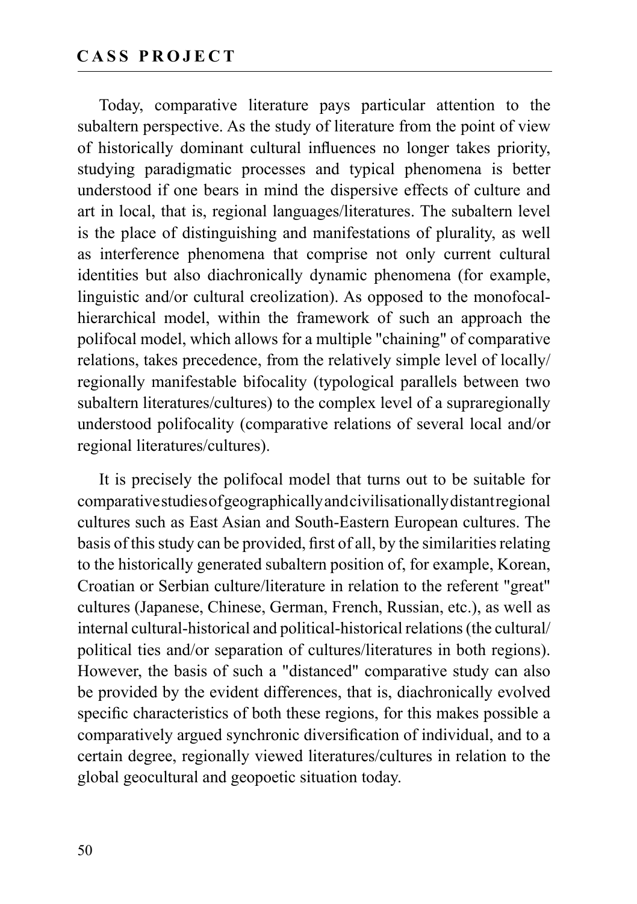Today, comparative literature pays particular attention to the subaltern perspective. As the study of literature from the point of view of historically dominant cultural influences no longer takes priority, studying paradigmatic processes and typical phenomena is better understood if one bears in mind the dispersive effects of culture and art in local, that is, regional languages/literatures. The subaltern level is the place of distinguishing and manifestations of plurality, as well as interference phenomena that comprise not only current cultural identities but also diachronically dynamic phenomena (for example, linguistic and/or cultural creolization). As opposed to the monofocal-hierarchical model, within the framework of such an approach the polifocal model, which allows for a multiple "chaining" of comparative relations, takes precedence, from the relatively simple level of locally/ regionally manifestable bifocality (typological parallels between two subaltern literatures/cultures) to the complex level of a supraregionally understood polifocality (comparative relations of several local and/or regional literatures/cultures).

It is precisely the polifocal model that turns out to be suitable for comparative studies of geographically and civilisationally distant regional cultures such as East Asian and South-Eastern European cultures. The basis of this study can be provided, first of all, by the similarities relating to the historically generated subaltern position of, for example, Korean, Croatian or Serbian culture/literature in relation to the referent "great" cultures (Japanese, Chinese, German, French, Russian, etc.), as well as internal cultural-historical and political-historical relations (the cultural/ political ties and/or separation of cultures/literatures in both regions). However, the basis of such a "distanced" comparative study can also be provided by the evident differences, that is, diachronically evolved specific characteristics of both these regions, for this makes possible a comparatively argued synchronic diversification of individual, and to a certain degree, regionally viewed literatures/cultures in relation to the global geocultural and geopoetic situation today.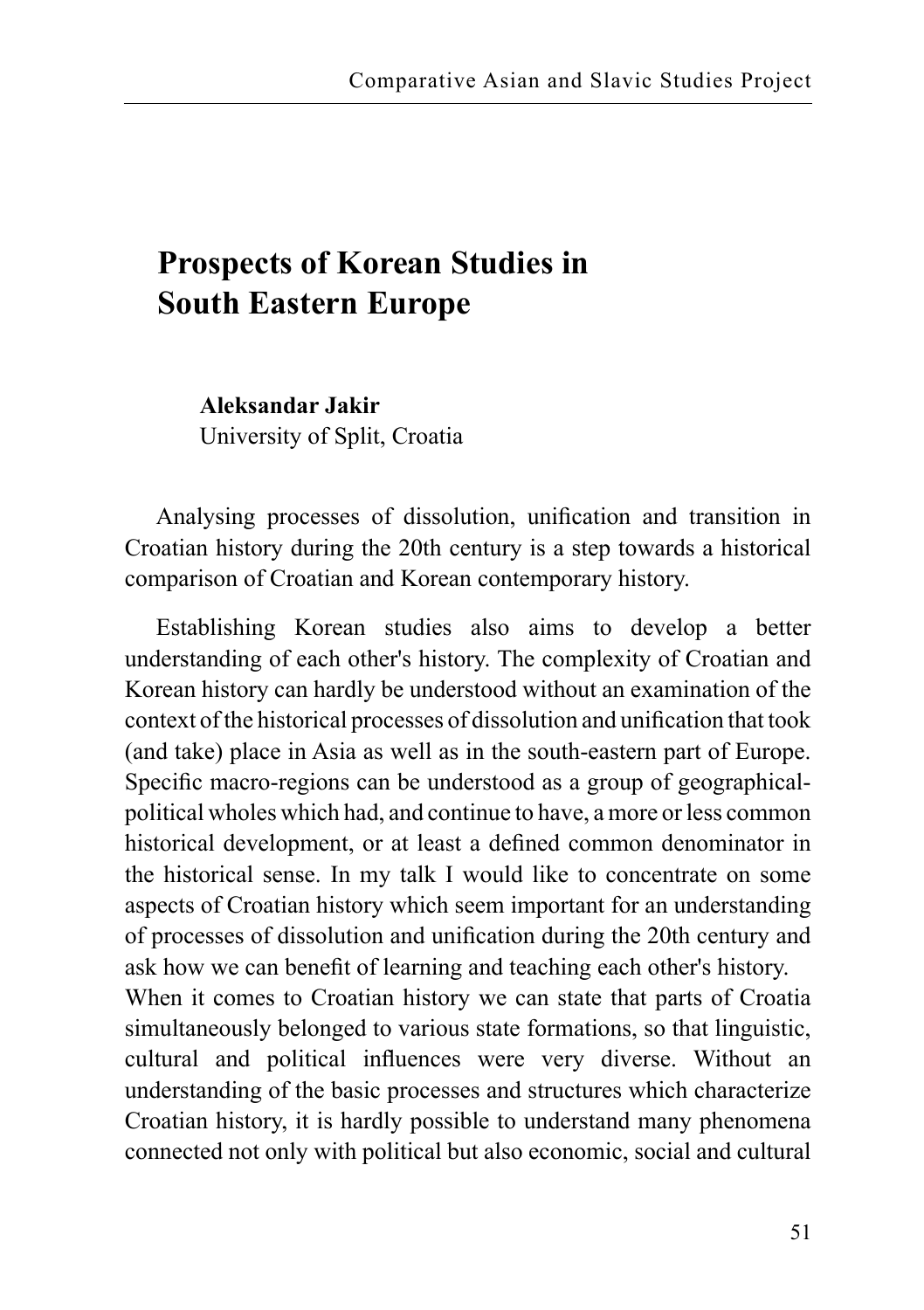# Prospects of Korean Studies in South Eastern Europe

**Aleksandar Jakir**
University of Split, Croatia

Analysing processes of dissolution, unification and transition in Croatian history during the 20th century is a step towards a historical comparison of Croatian and Korean contemporary history.

Establishing Korean studies also aims to develop a better understanding of each other's history. The complexity of Croatian and Korean history can hardly be understood without an examination of the context of the historical processes of dissolution and unification that took (and take) place in Asia as well as in the south-eastern part of Europe. Specific macro-regions can be understood as a group of geographical-political wholes which had, and continue to have, a more or less common historical development, or at least a defined common denominator in the historical sense. In my talk I would like to concentrate on some aspects of Croatian history which seem important for an understanding of processes of dissolution and unification during the 20th century and ask how we can benefit of learning and teaching each other's history.
When it comes to Croatian history we can state that parts of Croatia simultaneously belonged to various state formations, so that linguistic, cultural and political influences were very diverse. Without an understanding of the basic processes and structures which characterize Croatian history, it is hardly possible to understand many phenomena connected not only with political but also economic, social and cultural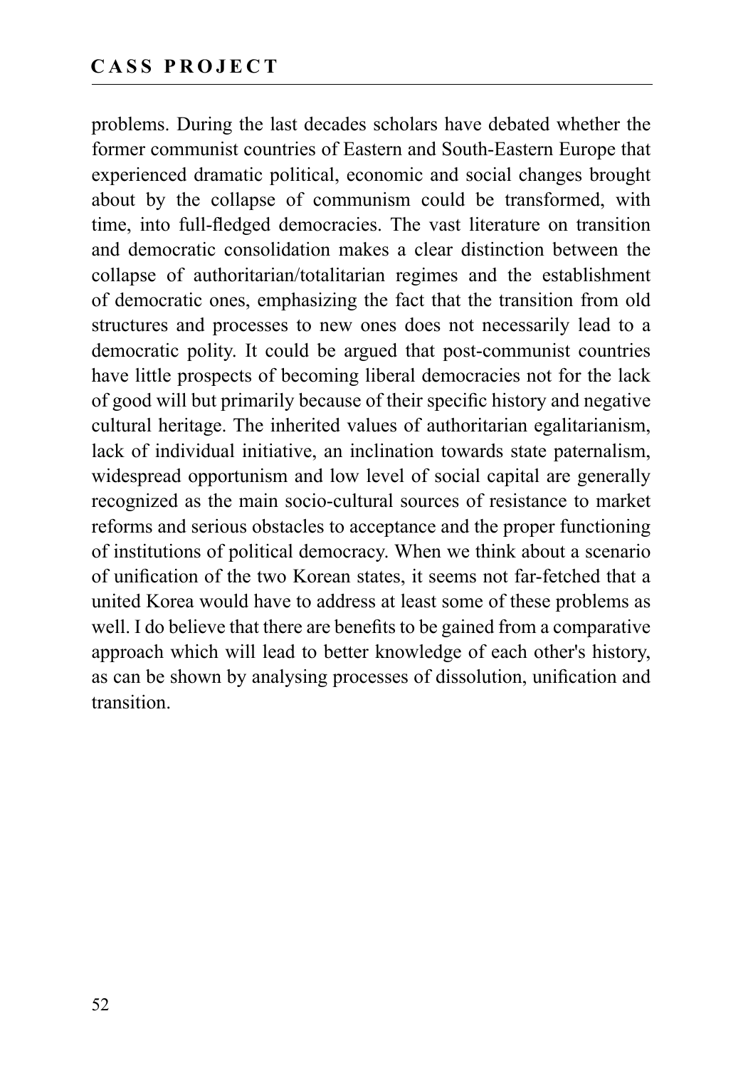problems. During the last decades scholars have debated whether the former communist countries of Eastern and South-Eastern Europe that experienced dramatic political, economic and social changes brought about by the collapse of communism could be transformed, with time, into full-fledged democracies. The vast literature on transition and democratic consolidation makes a clear distinction between the collapse of authoritarian/totalitarian regimes and the establishment of democratic ones, emphasizing the fact that the transition from old structures and processes to new ones does not necessarily lead to a democratic polity. It could be argued that post-communist countries have little prospects of becoming liberal democracies not for the lack of good will but primarily because of their specific history and negative cultural heritage. The inherited values of authoritarian egalitarianism, lack of individual initiative, an inclination towards state paternalism, widespread opportunism and low level of social capital are generally recognized as the main socio-cultural sources of resistance to market reforms and serious obstacles to acceptance and the proper functioning of institutions of political democracy. When we think about a scenario of unification of the two Korean states, it seems not far-fetched that a united Korea would have to address at least some of these problems as well. I do believe that there are benefits to be gained from a comparative approach which will lead to better knowledge of each other's history, as can be shown by analysing processes of dissolution, unification and transition.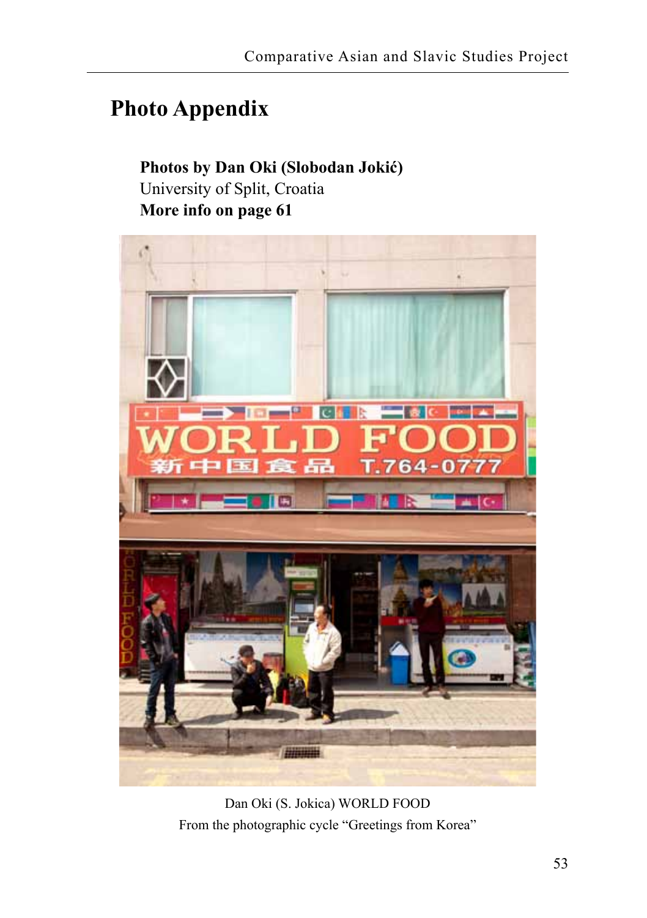# Photo Appendix

**Photos by Dan Oki (Slobodan Jokić)**
University of Split, Croatia
**More info on page 61**

Dan Oki (S. Jokica) WORLD FOOD
From the photographic cycle "Greetings from Korea"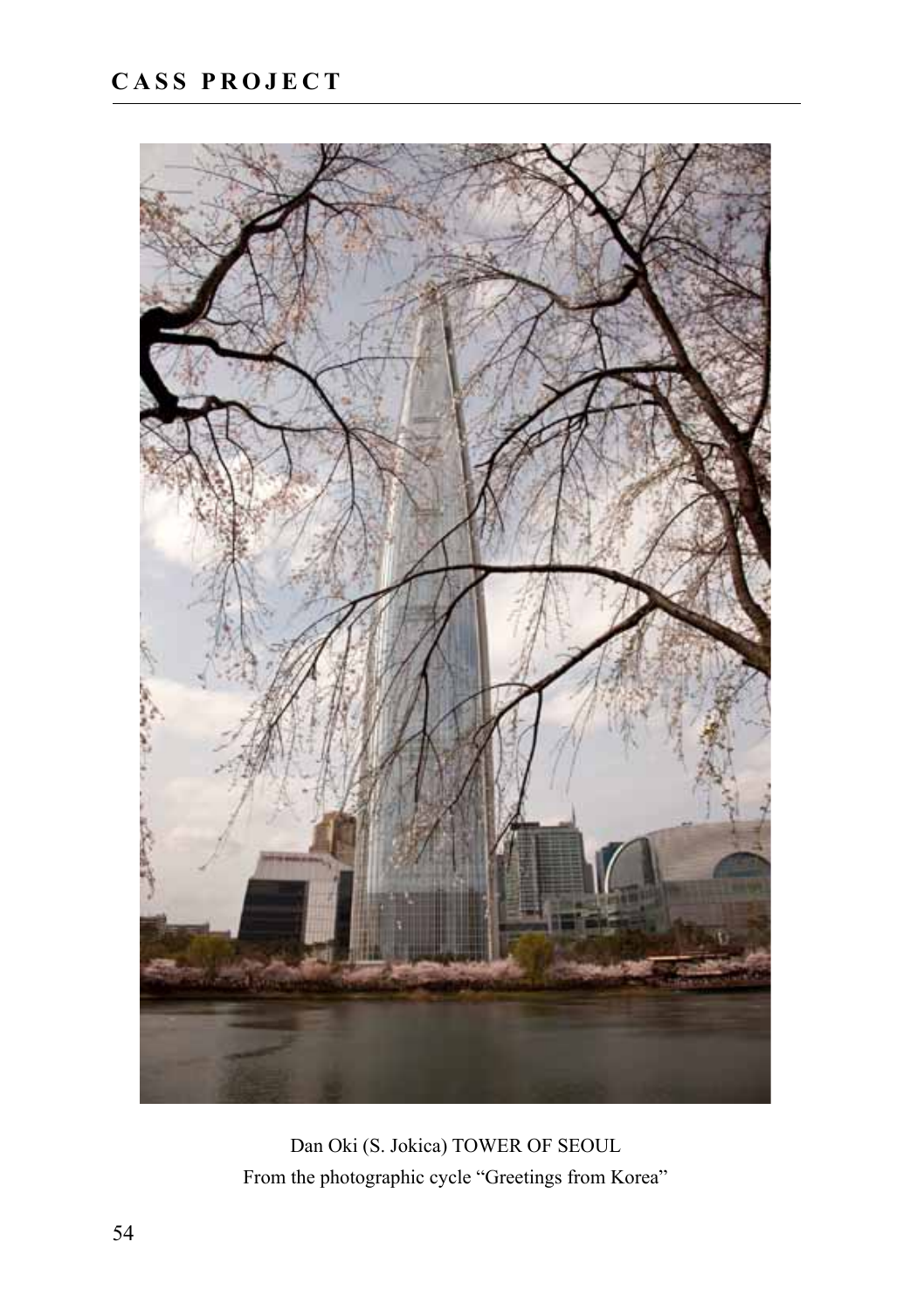Dan Oki (S. Jokica) TOWER OF SEOUL
From the photographic cycle "Greetings from Korea"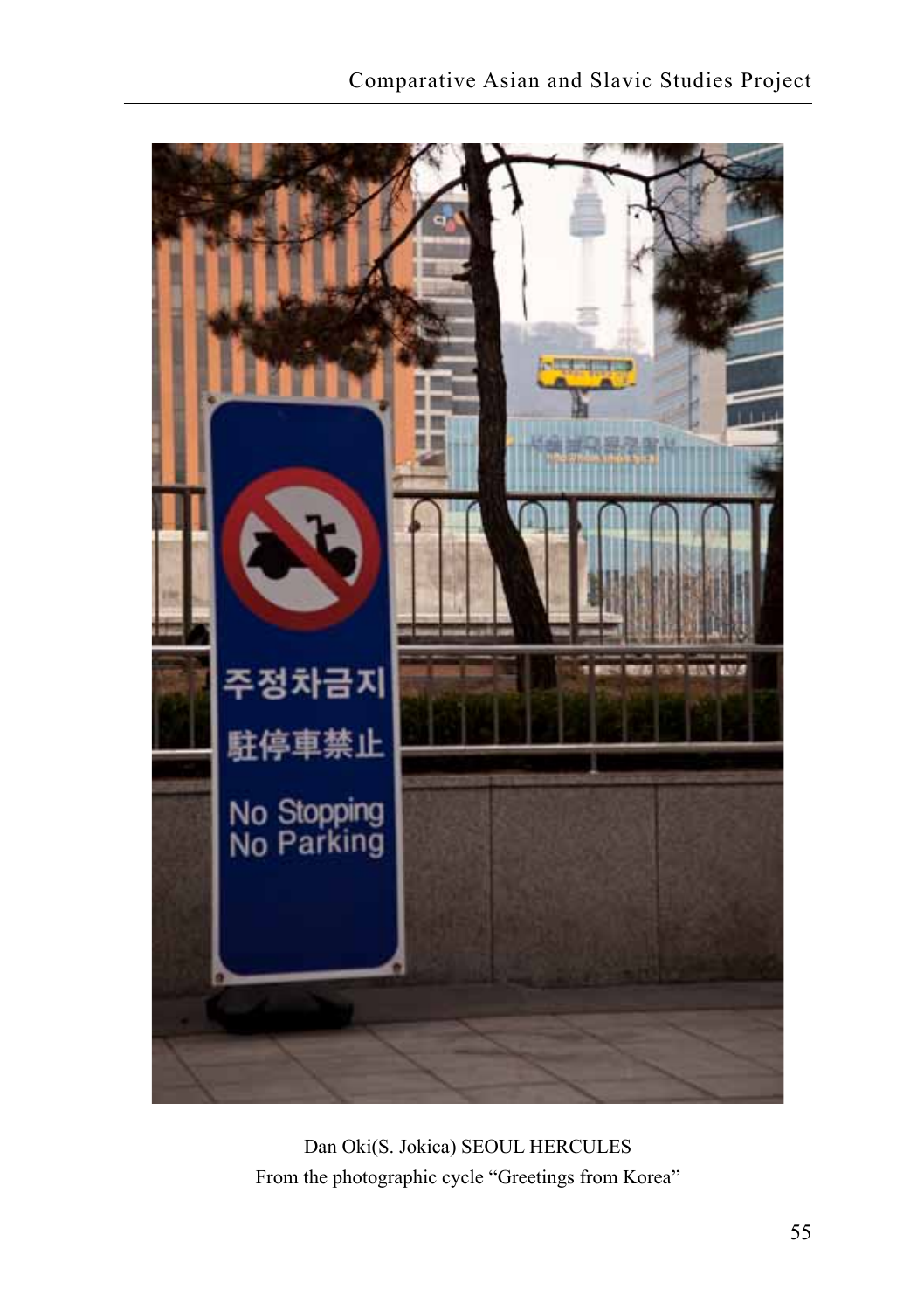Dan Oki(S. Jokica) SEOUL HERCULES
From the photographic cycle "Greetings from Korea"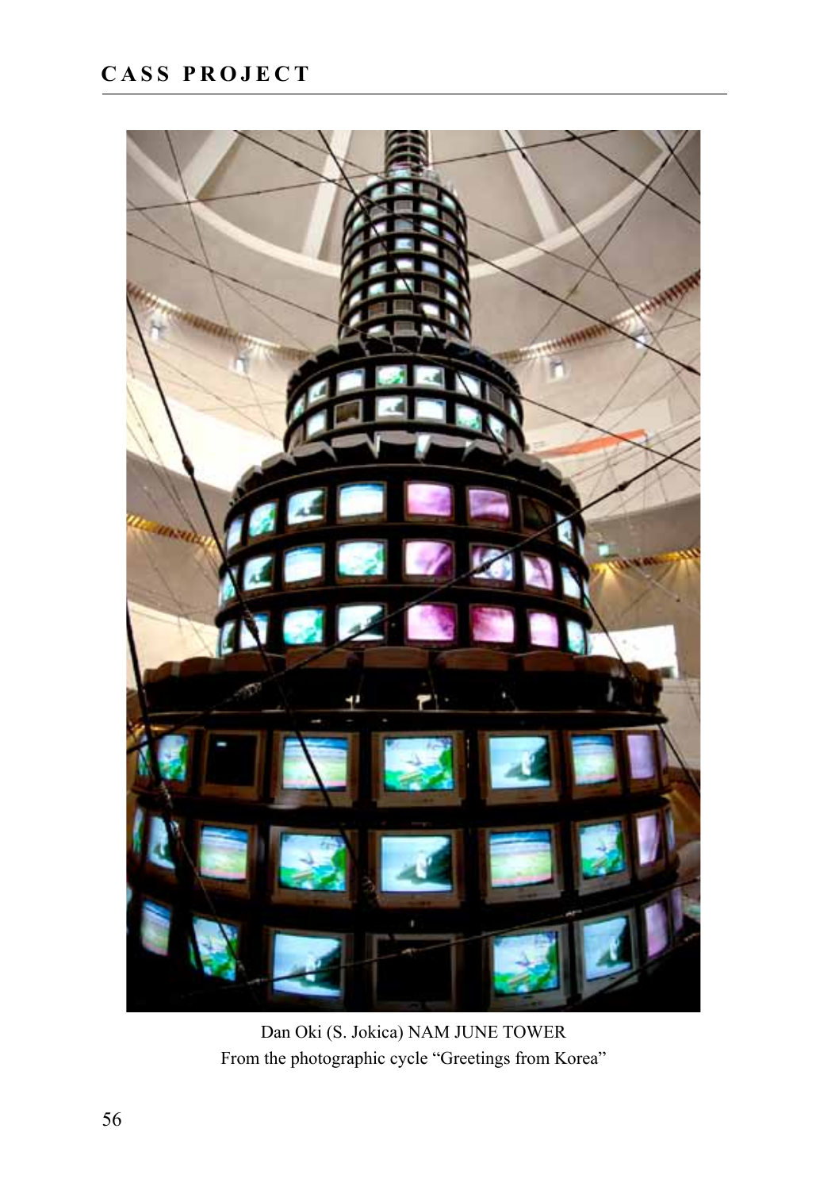Dan Oki (S. Jokica) NAM JUNE TOWER
From the photographic cycle "Greetings from Korea"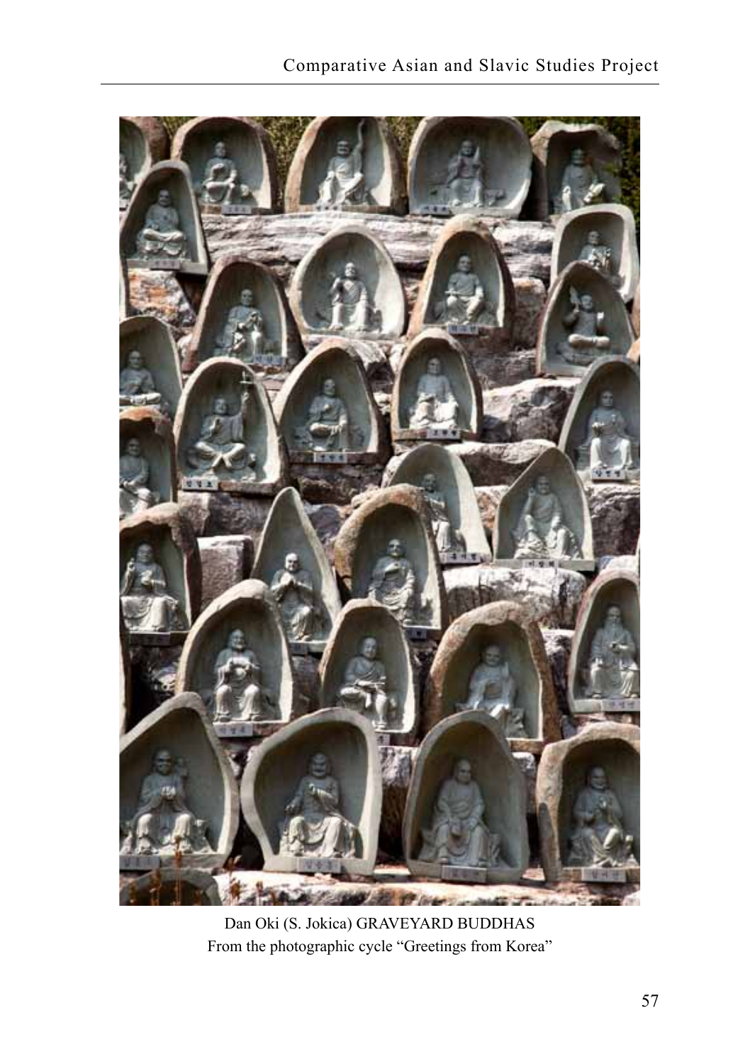Dan Oki (S. Jokica) GRAVEYARD BUDDHAS
From the photographic cycle "Greetings from Korea"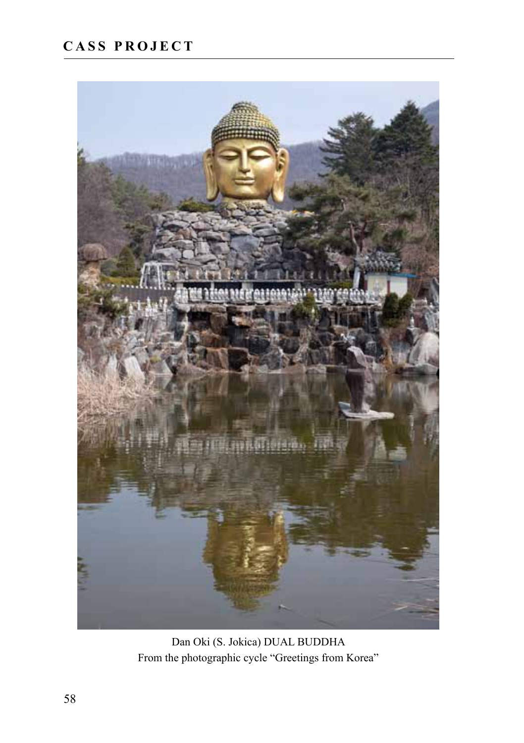Dan Oki (S. Jokica) DUAL BUDDHA
From the photographic cycle “Greetings from Korea”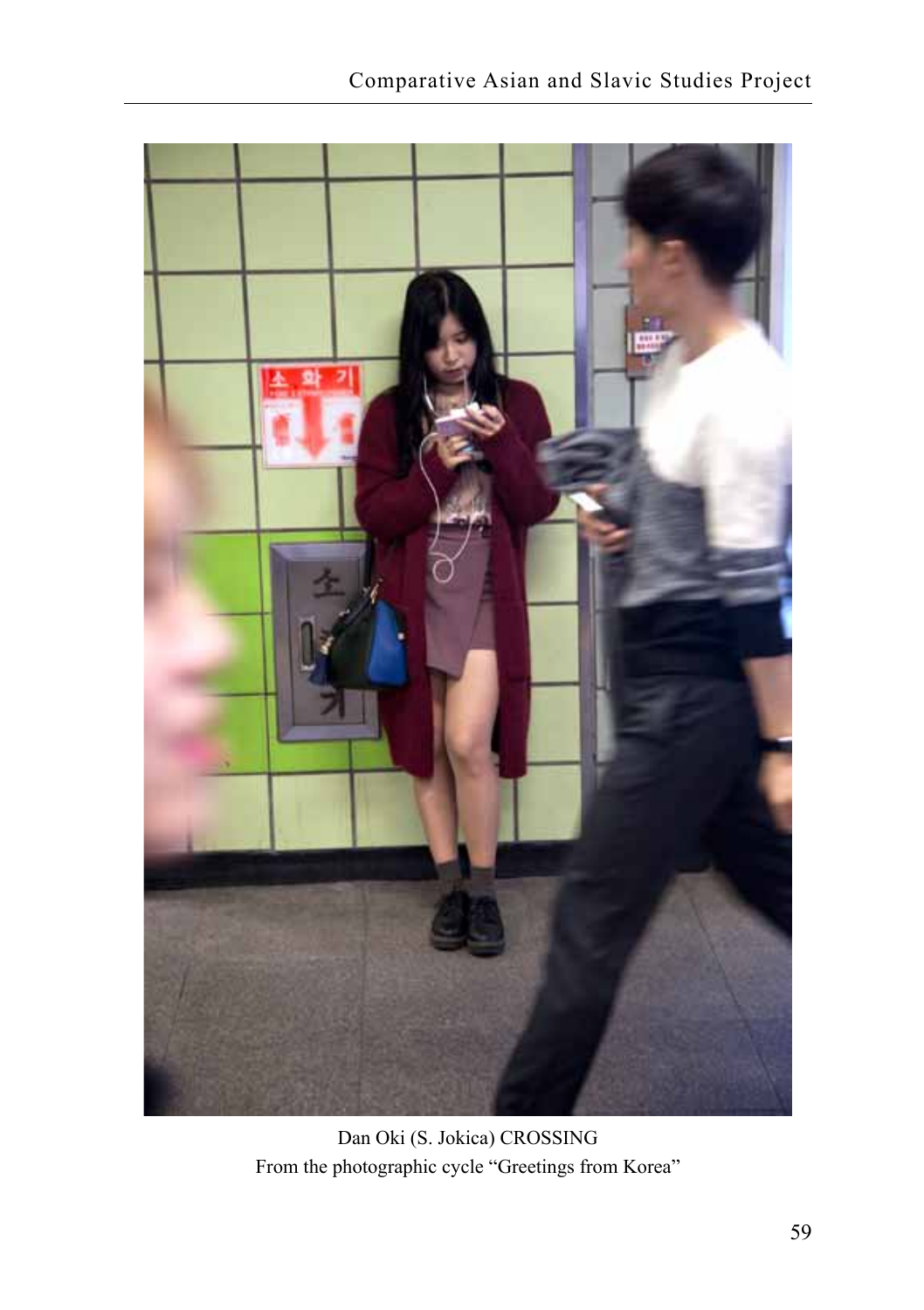Dan Oki (S. Jokica) CROSSING
From the photographic cycle “Greetings from Korea”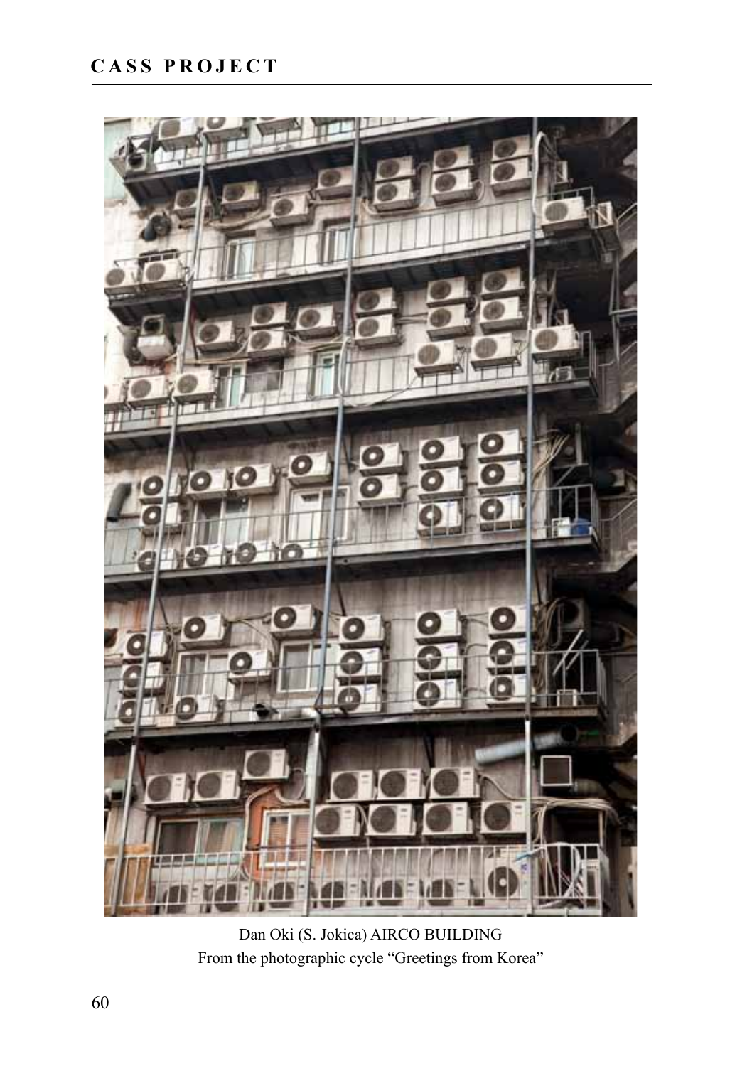Dan Oki (S. Jokica) AIRCO BUILDING
From the photographic cycle "Greetings from Korea"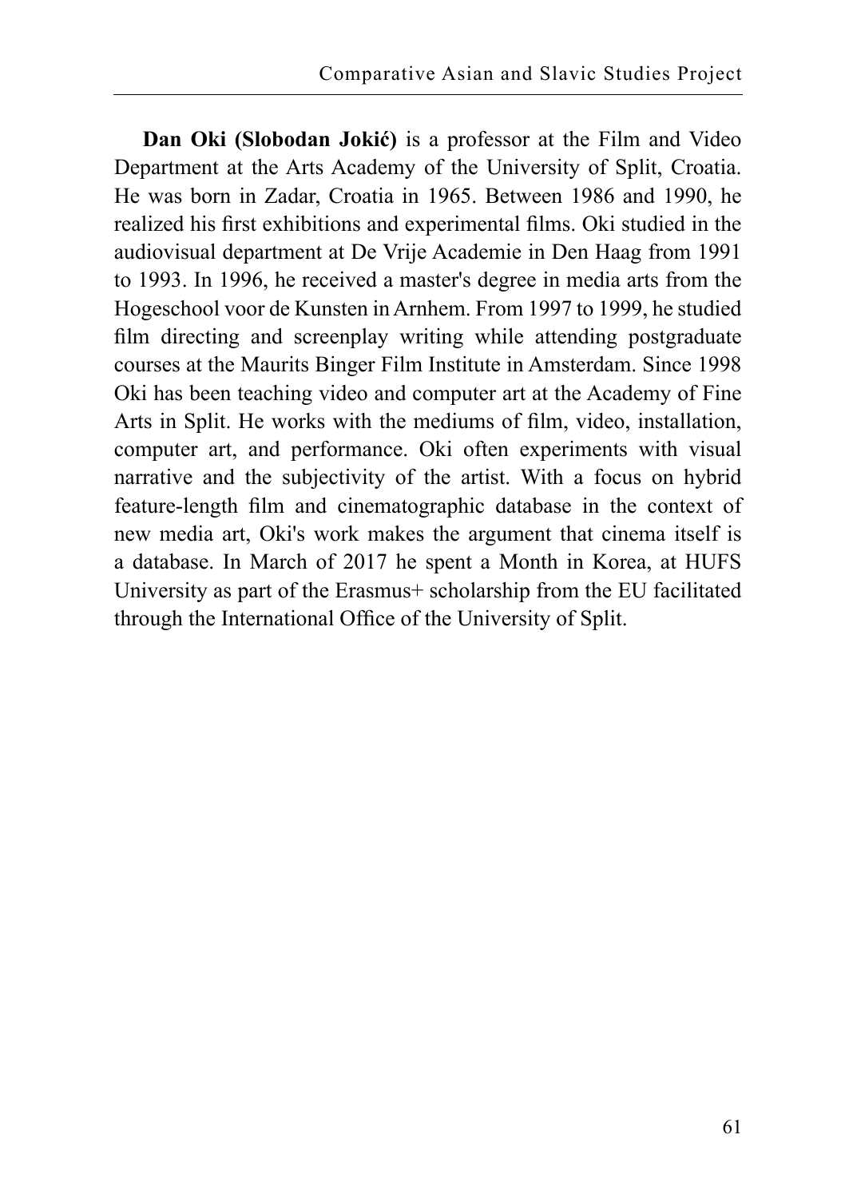**Dan Oki (Slobodan Jokić)** is a professor at the Film and Video Department at the Arts Academy of the University of Split, Croatia. He was born in Zadar, Croatia in 1965. Between 1986 and 1990, he realized his first exhibitions and experimental films. Oki studied in the audiovisual department at De Vrije Academie in Den Haag from 1991 to 1993. In 1996, he received a master's degree in media arts from the Hogeschool voor de Kunsten in Arnhem. From 1997 to 1999, he studied film directing and screenplay writing while attending postgraduate courses at the Maurits Binger Film Institute in Amsterdam. Since 1998 Oki has been teaching video and computer art at the Academy of Fine Arts in Split. He works with the mediums of film, video, installation, computer art, and performance. Oki often experiments with visual narrative and the subjectivity of the artist. With a focus on hybrid feature-length film and cinematographic database in the context of new media art, Oki's work makes the argument that cinema itself is a database. In March of 2017 he spent a Month in Korea, at HUFS University as part of the Erasmus+ scholarship from the EU facilitated through the International Office of the University of Split.